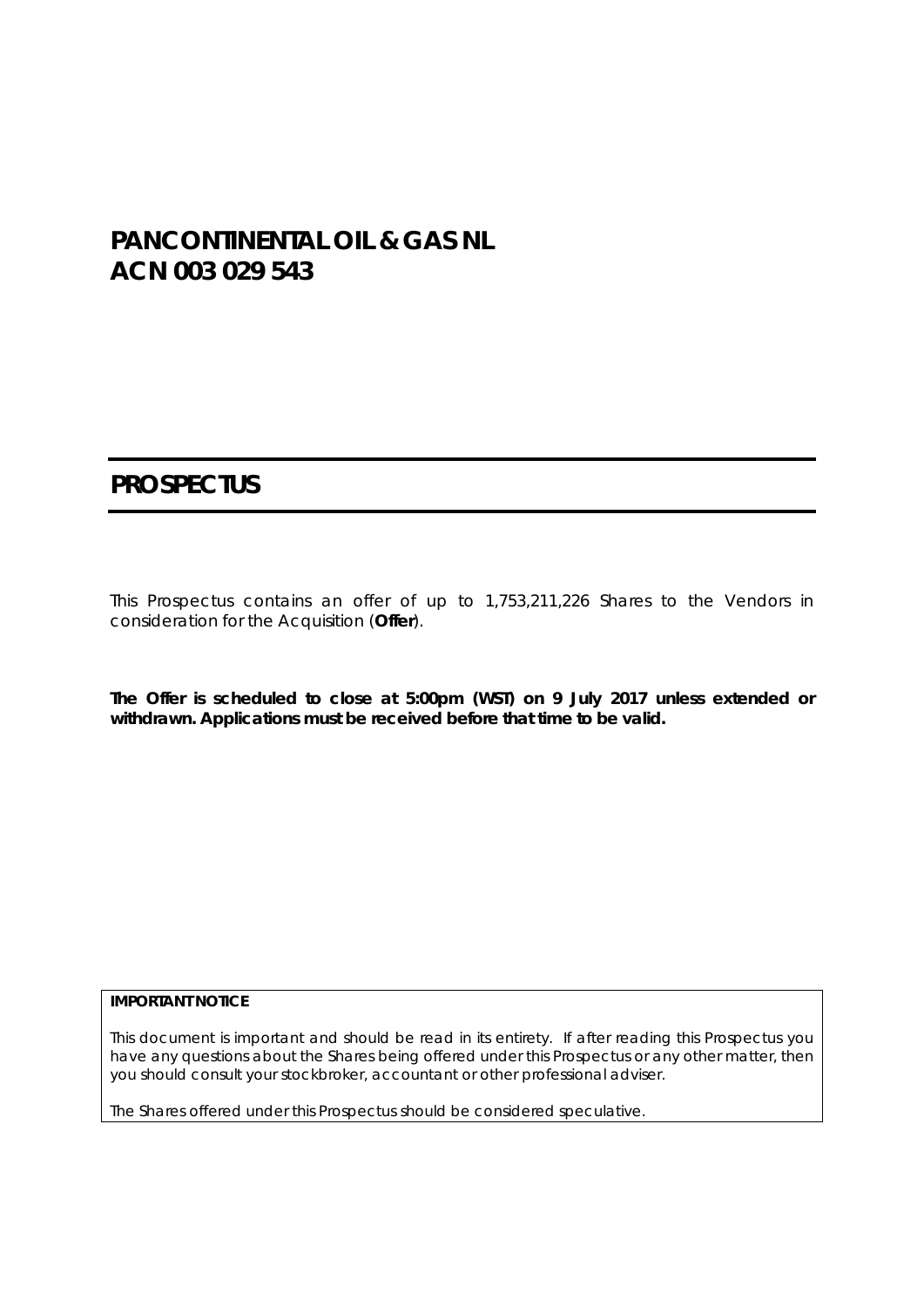# PANCONTINENTAL OIL & GAS NL
# ACN 003 029 543

## PROSPECTUS

This Prospectus contains an offer of up to 1,753,211,226 Shares to the Vendors in consideration for the Acquisition (**Offer**).

**The Offer is scheduled to close at 5:00pm (WST) on 9 July 2017 unless extended or withdrawn. Applications must be received before that time to be valid.**

**IMPORTANT NOTICE**

This document is important and should be read in its entirety. If after reading this Prospectus you have any questions about the Shares being offered under this Prospectus or any other matter, then you should consult your stockbroker, accountant or other professional adviser.

The Shares offered under this Prospectus should be considered speculative.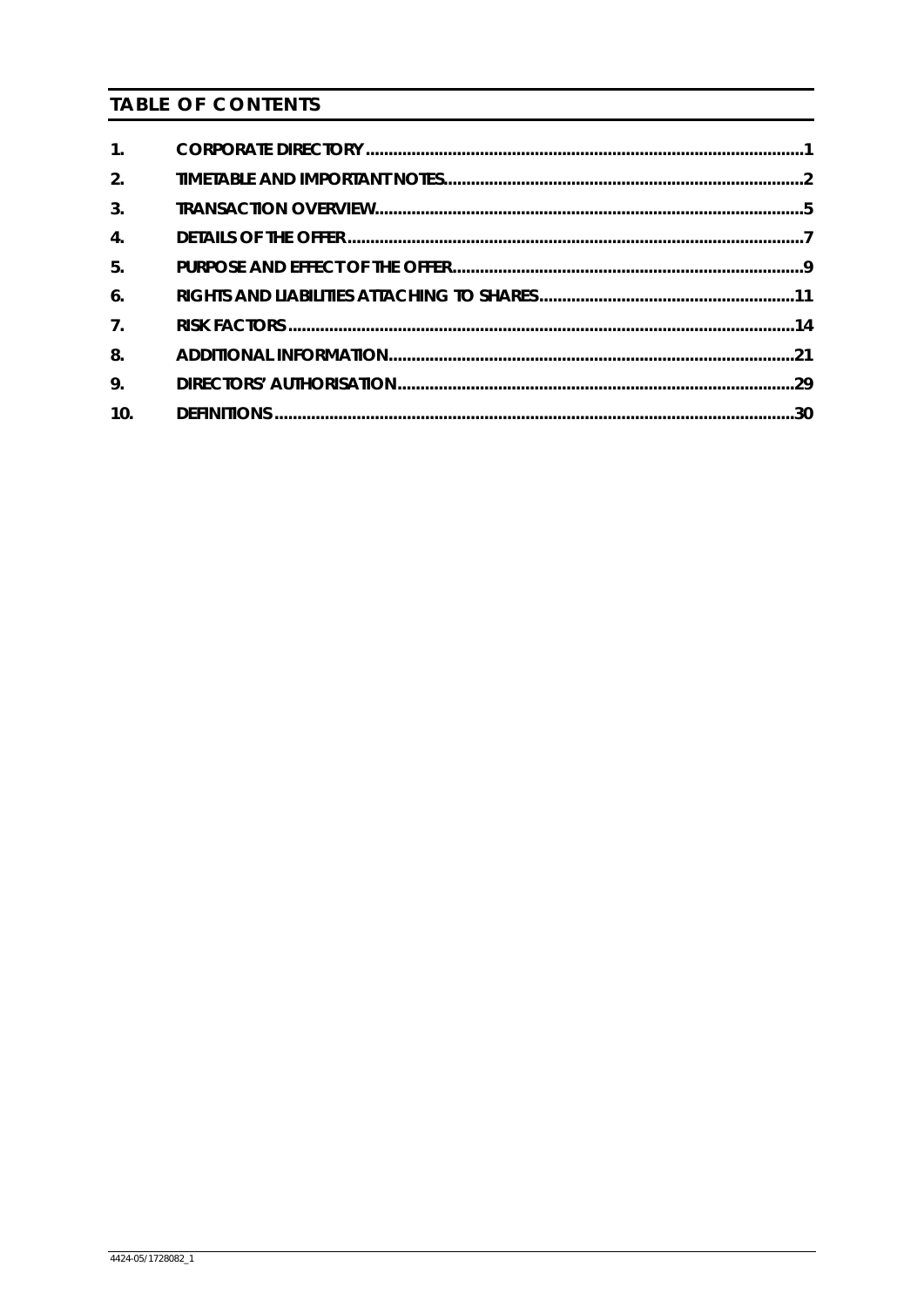## TABLE OF CONTENTS

| | | |
|---|---|---|
| 1. | CORPORATE DIRECTORY | 1 |
| 2. | TIMETABLE AND IMPORTANT NOTES | 2 |
| 3. | TRANSACTION OVERVIEW | 5 |
| 4. | DETAILS OF THE OFFER | 7 |
| 5. | PURPOSE AND EFFECT OF THE OFFER | 9 |
| 6. | RIGHTS AND LIABILITIES ATTACHING TO SHARES | 11 |
| 7. | RISK FACTORS | 14 |
| 8. | ADDITIONAL INFORMATION | 21 |
| 9. | DIRECTORS' AUTHORISATION | 29 |
| 10. | DEFINITIONS | 30 |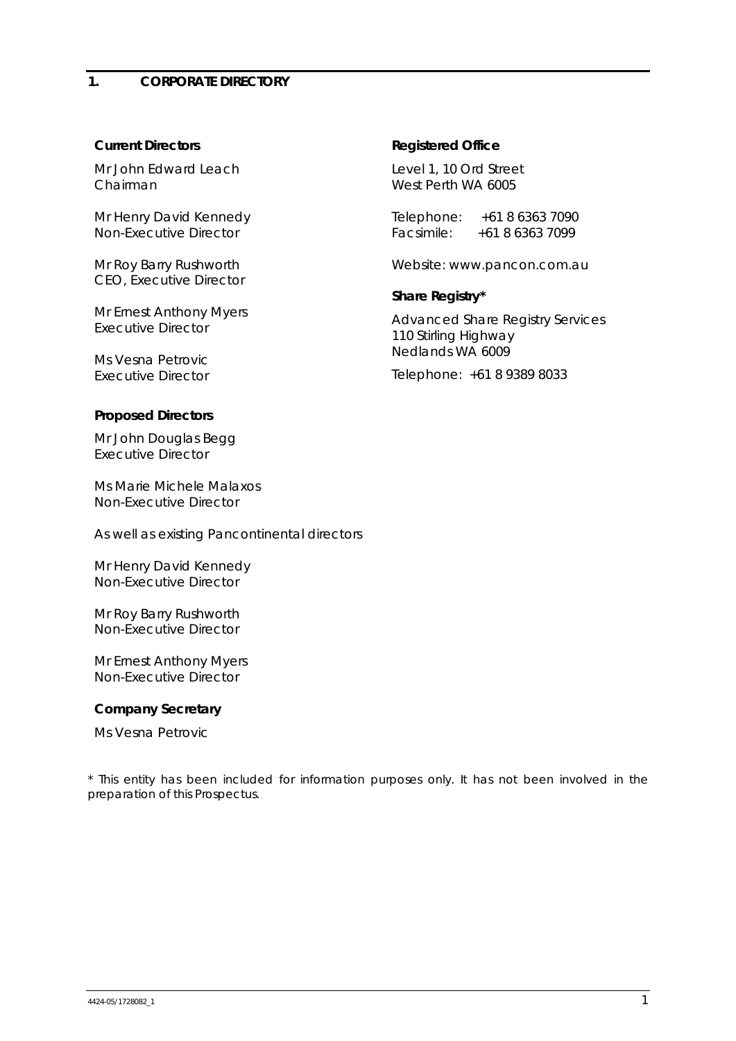# 1. CORPORATE DIRECTORY

**Current Directors**

Mr John Edward Leach
Chairman

Mr Henry David Kennedy
Non-Executive Director

Mr Roy Barry Rushworth
CEO, Executive Director

Mr Ernest Anthony Myers
Executive Director

Ms Vesna Petrovic
Executive Director

**Proposed Directors**

Mr John Douglas Begg
Executive Director

Ms Marie Michele Malaxos
Non-Executive Director

As well as existing Pancontinental directors

Mr Henry David Kennedy
Non-Executive Director

Mr Roy Barry Rushworth
Non-Executive Director

Mr Ernest Anthony Myers
Non-Executive Director

**Company Secretary**

Ms Vesna Petrovic

**Registered Office**

Level 1, 10 Ord Street
West Perth WA 6005

Telephone: +61 8 6363 7090
Facsimile: +61 8 6363 7099

Website: www.pancon.com.au

**Share Registry***

Advanced Share Registry Services
110 Stirling Highway
Nedlands WA 6009

Telephone: +61 8 9389 8033

* This entity has been included for information purposes only. It has not been involved in the preparation of this Prospectus.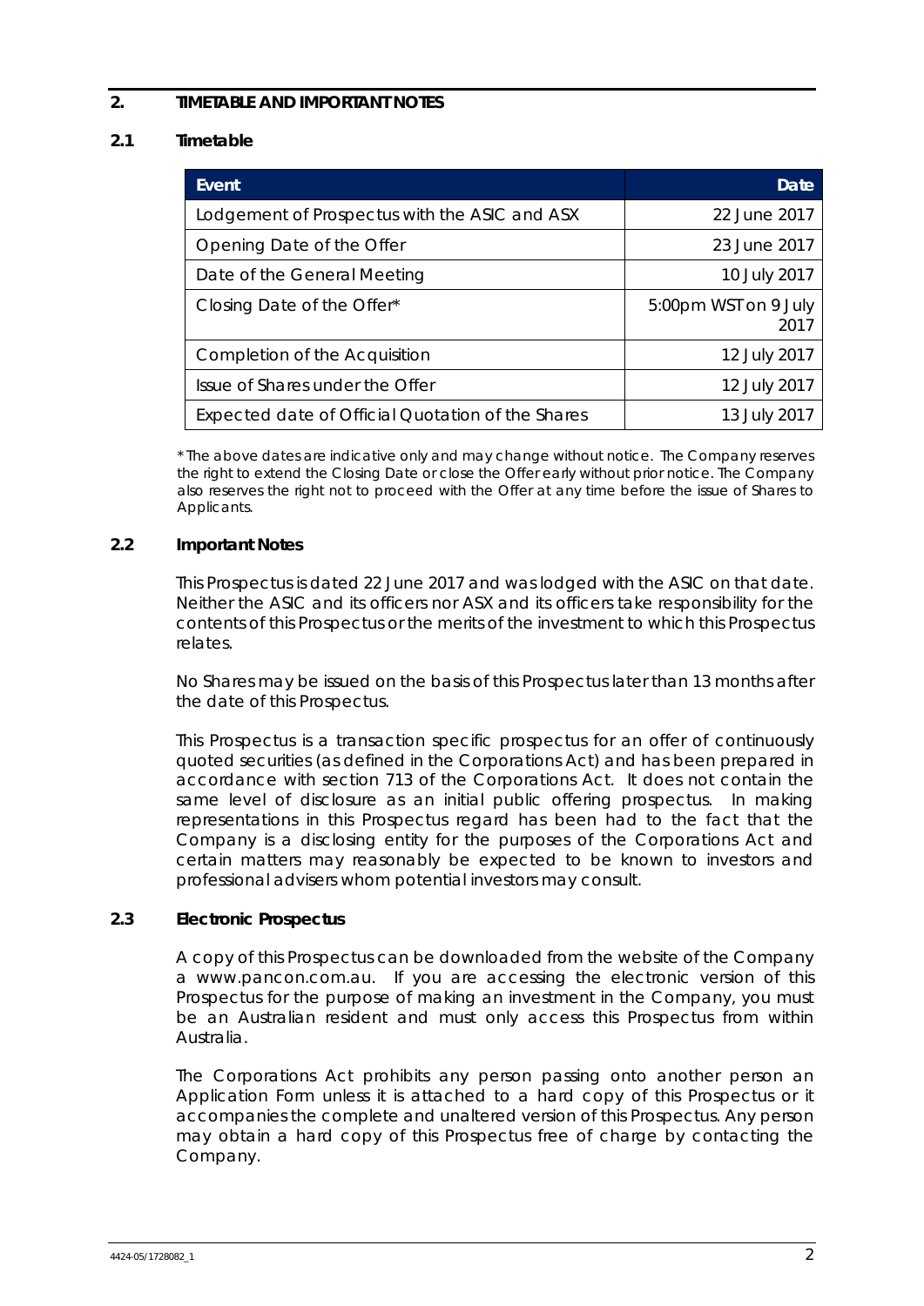## 2. TIMETABLE AND IMPORTANT NOTES

### 2.1 Timetable

| Event | Date |
|---|---|
| Lodgement of Prospectus with the ASIC and ASX | 22 June 2017 |
| Opening Date of the Offer | 23 June 2017 |
| Date of the General Meeting | 10 July 2017 |
| Closing Date of the Offer* | 5:00pm WST on 9 July 2017 |
| Completion of the Acquisition | 12 July 2017 |
| Issue of Shares under the Offer | 12 July 2017 |
| Expected date of Official Quotation of the Shares | 13 July 2017 |

*\* The above dates are indicative only and may change without notice. The Company reserves the right to extend the Closing Date or close the Offer early without prior notice. The Company also reserves the right not to proceed with the Offer at any time before the issue of Shares to Applicants.*

### 2.2 Important Notes

This Prospectus is dated 22 June 2017 and was lodged with the ASIC on that date. Neither the ASIC and its officers nor ASX and its officers take responsibility for the contents of this Prospectus or the merits of the investment to which this Prospectus relates.

No Shares may be issued on the basis of this Prospectus later than 13 months after the date of this Prospectus.

This Prospectus is a transaction specific prospectus for an offer of continuously quoted securities (as defined in the Corporations Act) and has been prepared in accordance with section 713 of the Corporations Act. It does not contain the same level of disclosure as an initial public offering prospectus. In making representations in this Prospectus regard has been had to the fact that the Company is a disclosing entity for the purposes of the Corporations Act and certain matters may reasonably be expected to be known to investors and professional advisers whom potential investors may consult.

### 2.3 Electronic Prospectus

A copy of this Prospectus can be downloaded from the website of the Company a www.pancon.com.au. If you are accessing the electronic version of this Prospectus for the purpose of making an investment in the Company, you must be an Australian resident and must only access this Prospectus from within Australia.

The Corporations Act prohibits any person passing onto another person an Application Form unless it is attached to a hard copy of this Prospectus or it accompanies the complete and unaltered version of this Prospectus. Any person may obtain a hard copy of this Prospectus free of charge by contacting the Company.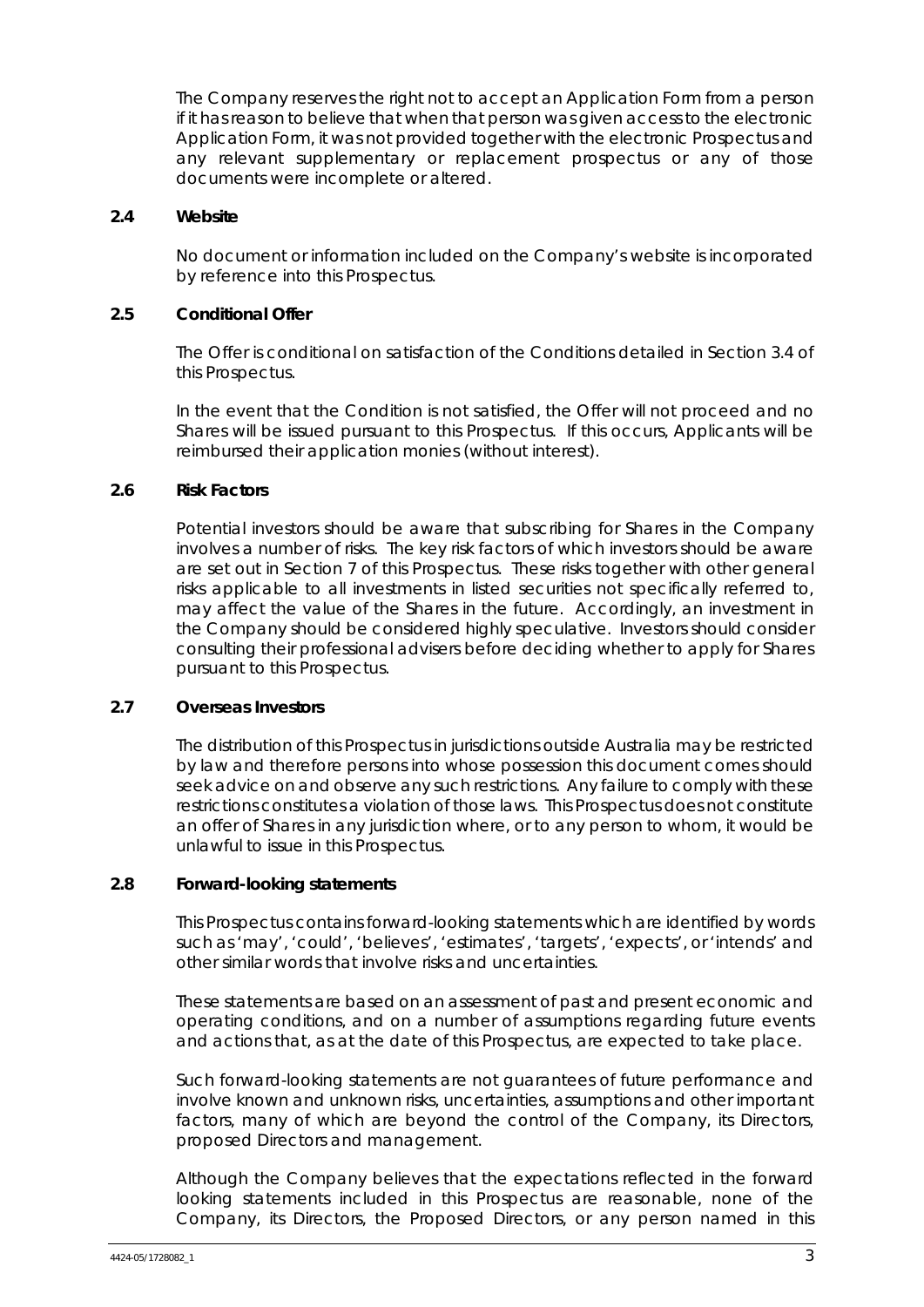The Company reserves the right not to accept an Application Form from a person if it has reason to believe that when that person was given access to the electronic Application Form, it was not provided together with the electronic Prospectus and any relevant supplementary or replacement prospectus or any of those documents were incomplete or altered.

### 2.4 Website

No document or information included on the Company's website is incorporated by reference into this Prospectus.

### 2.5 Conditional Offer

The Offer is conditional on satisfaction of the Conditions detailed in Section 3.4 of this Prospectus.

In the event that the Condition is not satisfied, the Offer will not proceed and no Shares will be issued pursuant to this Prospectus. If this occurs, Applicants will be reimbursed their application monies (without interest).

### 2.6 Risk Factors

Potential investors should be aware that subscribing for Shares in the Company involves a number of risks. The key risk factors of which investors should be aware are set out in Section 7 of this Prospectus. These risks together with other general risks applicable to all investments in listed securities not specifically referred to, may affect the value of the Shares in the future. Accordingly, an investment in the Company should be considered highly speculative. Investors should consider consulting their professional advisers before deciding whether to apply for Shares pursuant to this Prospectus.

### 2.7 Overseas Investors

The distribution of this Prospectus in jurisdictions outside Australia may be restricted by law and therefore persons into whose possession this document comes should seek advice on and observe any such restrictions. Any failure to comply with these restrictions constitutes a violation of those laws. This Prospectus does not constitute an offer of Shares in any jurisdiction where, or to any person to whom, it would be unlawful to issue in this Prospectus.

### 2.8 Forward-looking statements

This Prospectus contains forward-looking statements which are identified by words such as 'may', 'could', 'believes', 'estimates', 'targets', 'expects', or 'intends' and other similar words that involve risks and uncertainties.

These statements are based on an assessment of past and present economic and operating conditions, and on a number of assumptions regarding future events and actions that, as at the date of this Prospectus, are expected to take place.

Such forward-looking statements are not guarantees of future performance and involve known and unknown risks, uncertainties, assumptions and other important factors, many of which are beyond the control of the Company, its Directors, proposed Directors and management.

Although the Company believes that the expectations reflected in the forward looking statements included in this Prospectus are reasonable, none of the Company, its Directors, the Proposed Directors, or any person named in this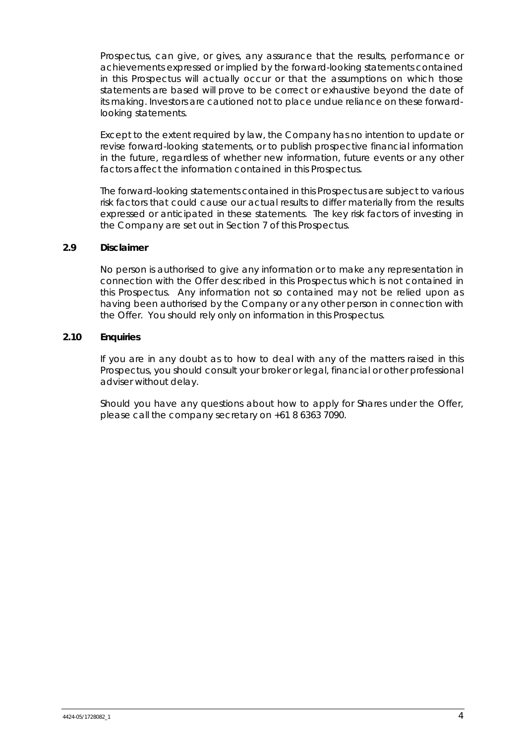Prospectus, can give, or gives, any assurance that the results, performance or achievements expressed or implied by the forward-looking statements contained in this Prospectus will actually occur or that the assumptions on which those statements are based will prove to be correct or exhaustive beyond the date of its making. Investors are cautioned not to place undue reliance on these forward-looking statements.

Except to the extent required by law, the Company has no intention to update or revise forward-looking statements, or to publish prospective financial information in the future, regardless of whether new information, future events or any other factors affect the information contained in this Prospectus.

The forward-looking statements contained in this Prospectus are subject to various risk factors that could cause our actual results to differ materially from the results expressed or anticipated in these statements. The key risk factors of investing in the Company are set out in Section 7 of this Prospectus.

### 2.9 Disclaimer

No person is authorised to give any information or to make any representation in connection with the Offer described in this Prospectus which is not contained in this Prospectus. Any information not so contained may not be relied upon as having been authorised by the Company or any other person in connection with the Offer. You should rely only on information in this Prospectus.

### 2.10 Enquiries

If you are in any doubt as to how to deal with any of the matters raised in this Prospectus, you should consult your broker or legal, financial or other professional adviser without delay.

Should you have any questions about how to apply for Shares under the Offer, please call the company secretary on +61 8 6363 7090.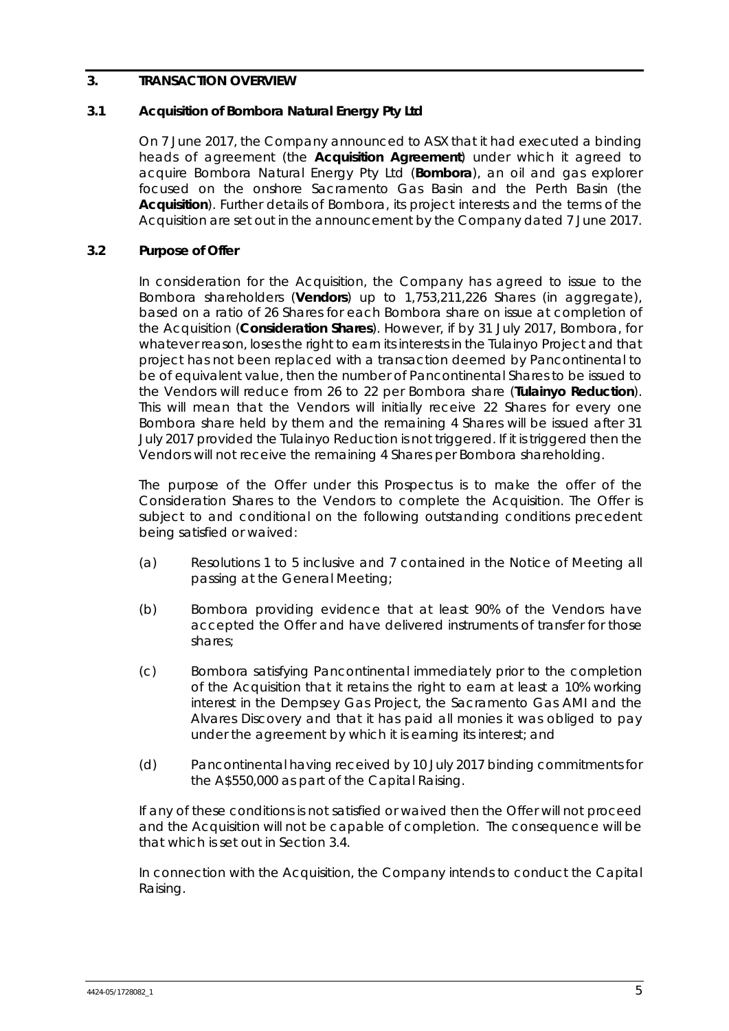## 3. TRANSACTION OVERVIEW

### 3.1 Acquisition of Bombora Natural Energy Pty Ltd

On 7 June 2017, the Company announced to ASX that it had executed a binding heads of agreement (the **Acquisition Agreement**) under which it agreed to acquire Bombora Natural Energy Pty Ltd (**Bombora**), an oil and gas explorer focused on the onshore Sacramento Gas Basin and the Perth Basin (the **Acquisition**). Further details of Bombora, its project interests and the terms of the Acquisition are set out in the announcement by the Company dated 7 June 2017.

### 3.2 Purpose of Offer

In consideration for the Acquisition, the Company has agreed to issue to the Bombora shareholders (**Vendors**) up to 1,753,211,226 Shares (in aggregate), based on a ratio of 26 Shares for each Bombora share on issue at completion of the Acquisition (**Consideration Shares**). However, if by 31 July 2017, Bombora, for whatever reason, loses the right to earn its interests in the Tulainyo Project and that project has not been replaced with a transaction deemed by Pancontinental to be of equivalent value, then the number of Pancontinental Shares to be issued to the Vendors will reduce from 26 to 22 per Bombora share (**Tulainyo Reduction**). This will mean that the Vendors will initially receive 22 Shares for every one Bombora share held by them and the remaining 4 Shares will be issued after 31 July 2017 provided the Tulainyo Reduction is not triggered. If it is triggered then the Vendors will not receive the remaining 4 Shares per Bombora shareholding.

The purpose of the Offer under this Prospectus is to make the offer of the Consideration Shares to the Vendors to complete the Acquisition. The Offer is subject to and conditional on the following outstanding conditions precedent being satisfied or waived:

(a) Resolutions 1 to 5 inclusive and 7 contained in the Notice of Meeting all passing at the General Meeting;

(b) Bombora providing evidence that at least 90% of the Vendors have accepted the Offer and have delivered instruments of transfer for those shares;

(c) Bombora satisfying Pancontinental immediately prior to the completion of the Acquisition that it retains the right to earn at least a 10% working interest in the Dempsey Gas Project, the Sacramento Gas AMI and the Alvares Discovery and that it has paid all monies it was obliged to pay under the agreement by which it is earning its interest; and

(d) Pancontinental having received by 10 July 2017 binding commitments for the A$550,000 as part of the Capital Raising.

If any of these conditions is not satisfied or waived then the Offer will not proceed and the Acquisition will not be capable of completion. The consequence will be that which is set out in Section 3.4.

In connection with the Acquisition, the Company intends to conduct the Capital Raising.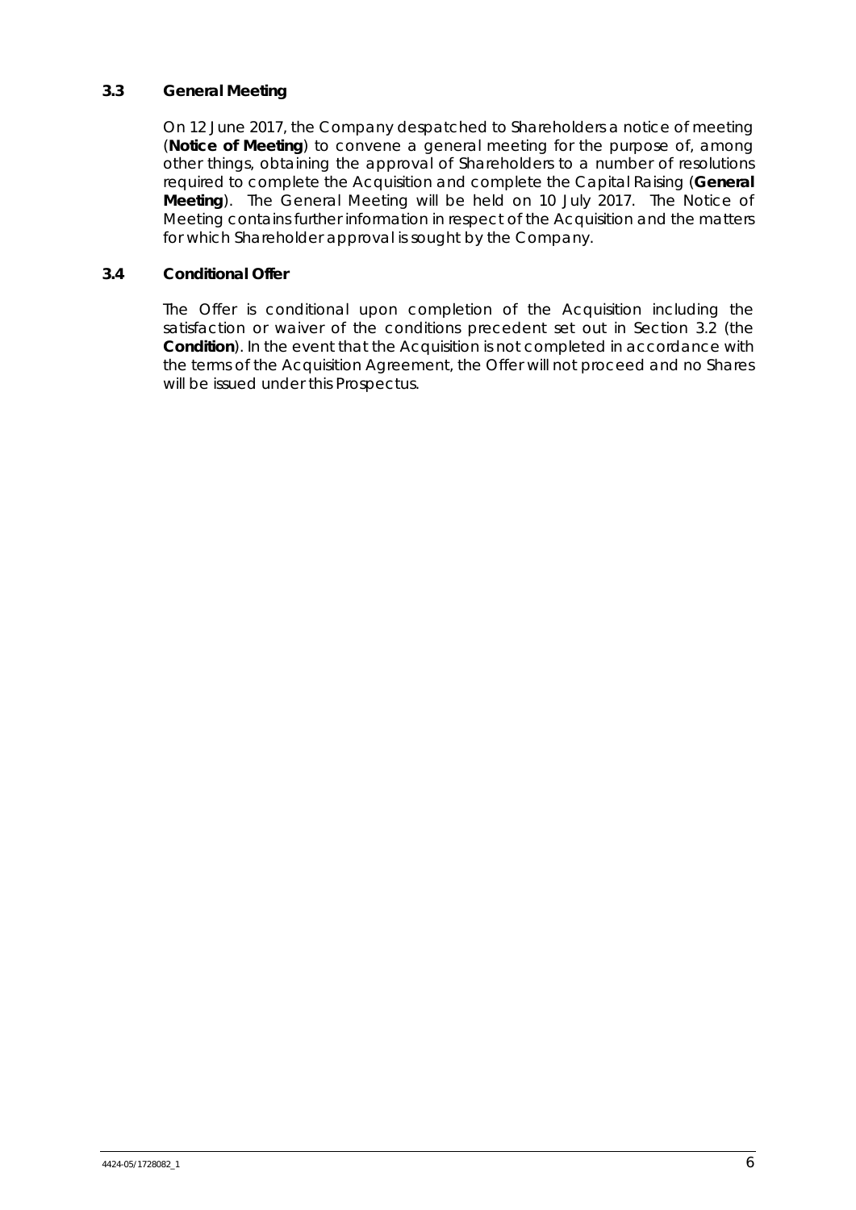### 3.3 General Meeting

On 12 June 2017, the Company despatched to Shareholders a notice of meeting (**Notice of Meeting**) to convene a general meeting for the purpose of, among other things, obtaining the approval of Shareholders to a number of resolutions required to complete the Acquisition and complete the Capital Raising (**General Meeting**). The General Meeting will be held on 10 July 2017. The Notice of Meeting contains further information in respect of the Acquisition and the matters for which Shareholder approval is sought by the Company.

### 3.4 Conditional Offer

The Offer is conditional upon completion of the Acquisition including the satisfaction or waiver of the conditions precedent set out in Section 3.2 (the **Condition**). In the event that the Acquisition is not completed in accordance with the terms of the Acquisition Agreement, the Offer will not proceed and no Shares will be issued under this Prospectus.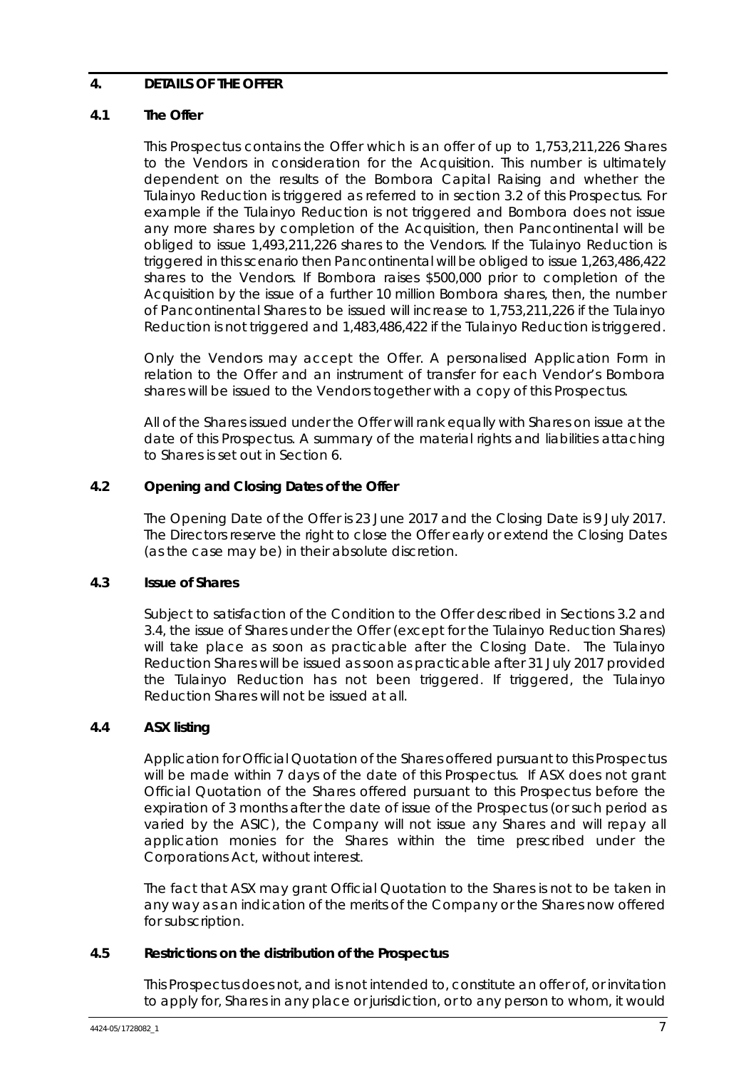## 4. DETAILS OF THE OFFER

### 4.1 The Offer

This Prospectus contains the Offer which is an offer of up to 1,753,211,226 Shares to the Vendors in consideration for the Acquisition. This number is ultimately dependent on the results of the Bombora Capital Raising and whether the Tulainyo Reduction is triggered as referred to in section 3.2 of this Prospectus. For example if the Tulainyo Reduction is not triggered and Bombora does not issue any more shares by completion of the Acquisition, then Pancontinental will be obliged to issue 1,493,211,226 shares to the Vendors. If the Tulainyo Reduction is triggered in this scenario then Pancontinental will be obliged to issue 1,263,486,422 shares to the Vendors. If Bombora raises $500,000 prior to completion of the Acquisition by the issue of a further 10 million Bombora shares, then, the number of Pancontinental Shares to be issued will increase to 1,753,211,226 if the Tulainyo Reduction is not triggered and 1,483,486,422 if the Tulainyo Reduction is triggered.

Only the Vendors may accept the Offer. A personalised Application Form in relation to the Offer and an instrument of transfer for each Vendor's Bombora shares will be issued to the Vendors together with a copy of this Prospectus.

All of the Shares issued under the Offer will rank equally with Shares on issue at the date of this Prospectus. A summary of the material rights and liabilities attaching to Shares is set out in Section 6.

### 4.2 Opening and Closing Dates of the Offer

The Opening Date of the Offer is 23 June 2017 and the Closing Date is 9 July 2017. The Directors reserve the right to close the Offer early or extend the Closing Dates (as the case may be) in their absolute discretion.

### 4.3 Issue of Shares

Subject to satisfaction of the Condition to the Offer described in Sections 3.2 and 3.4, the issue of Shares under the Offer (except for the Tulainyo Reduction Shares) will take place as soon as practicable after the Closing Date. The Tulainyo Reduction Shares will be issued as soon as practicable after 31 July 2017 provided the Tulainyo Reduction has not been triggered. If triggered, the Tulainyo Reduction Shares will not be issued at all.

### 4.4 ASX listing

Application for Official Quotation of the Shares offered pursuant to this Prospectus will be made within 7 days of the date of this Prospectus. If ASX does not grant Official Quotation of the Shares offered pursuant to this Prospectus before the expiration of 3 months after the date of issue of the Prospectus (or such period as varied by the ASIC), the Company will not issue any Shares and will repay all application monies for the Shares within the time prescribed under the Corporations Act, without interest.

The fact that ASX may grant Official Quotation to the Shares is not to be taken in any way as an indication of the merits of the Company or the Shares now offered for subscription.

### 4.5 Restrictions on the distribution of the Prospectus

This Prospectus does not, and is not intended to, constitute an offer of, or invitation to apply for, Shares in any place or jurisdiction, or to any person to whom, it would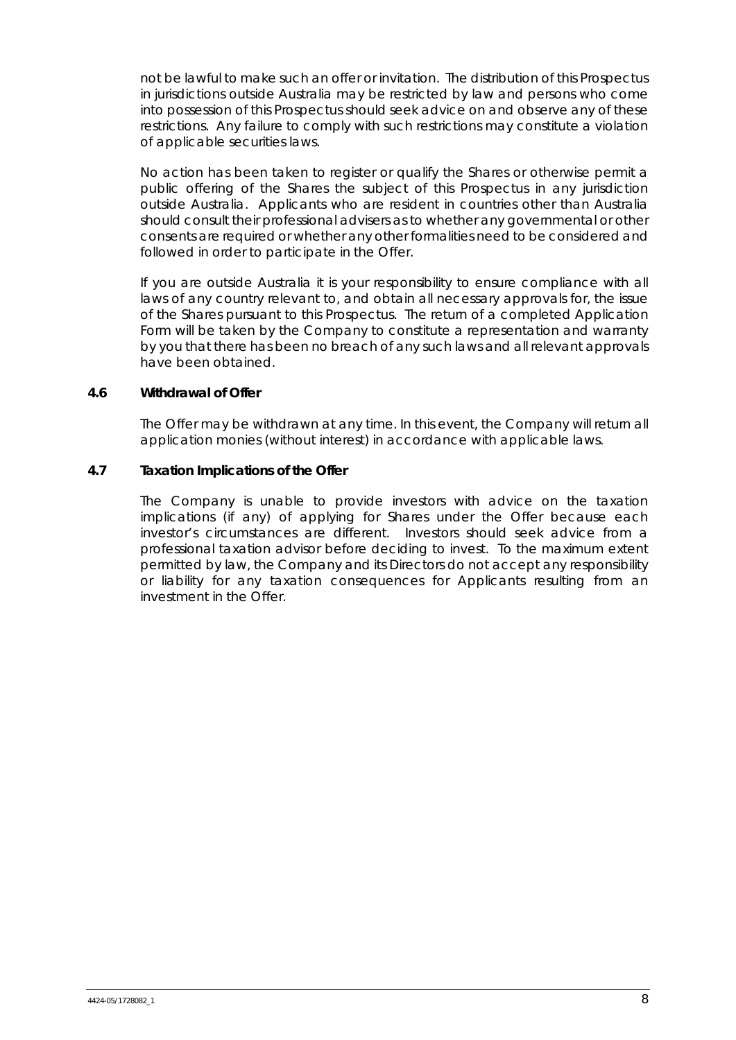not be lawful to make such an offer or invitation. The distribution of this Prospectus in jurisdictions outside Australia may be restricted by law and persons who come into possession of this Prospectus should seek advice on and observe any of these restrictions. Any failure to comply with such restrictions may constitute a violation of applicable securities laws.

No action has been taken to register or qualify the Shares or otherwise permit a public offering of the Shares the subject of this Prospectus in any jurisdiction outside Australia. Applicants who are resident in countries other than Australia should consult their professional advisers as to whether any governmental or other consents are required or whether any other formalities need to be considered and followed in order to participate in the Offer.

If you are outside Australia it is your responsibility to ensure compliance with all laws of any country relevant to, and obtain all necessary approvals for, the issue of the Shares pursuant to this Prospectus. The return of a completed Application Form will be taken by the Company to constitute a representation and warranty by you that there has been no breach of any such laws and all relevant approvals have been obtained.

### 4.6 Withdrawal of Offer

The Offer may be withdrawn at any time. In this event, the Company will return all application monies (without interest) in accordance with applicable laws.

### 4.7 Taxation Implications of the Offer

The Company is unable to provide investors with advice on the taxation implications (if any) of applying for Shares under the Offer because each investor's circumstances are different. Investors should seek advice from a professional taxation advisor before deciding to invest. To the maximum extent permitted by law, the Company and its Directors do not accept any responsibility or liability for any taxation consequences for Applicants resulting from an investment in the Offer.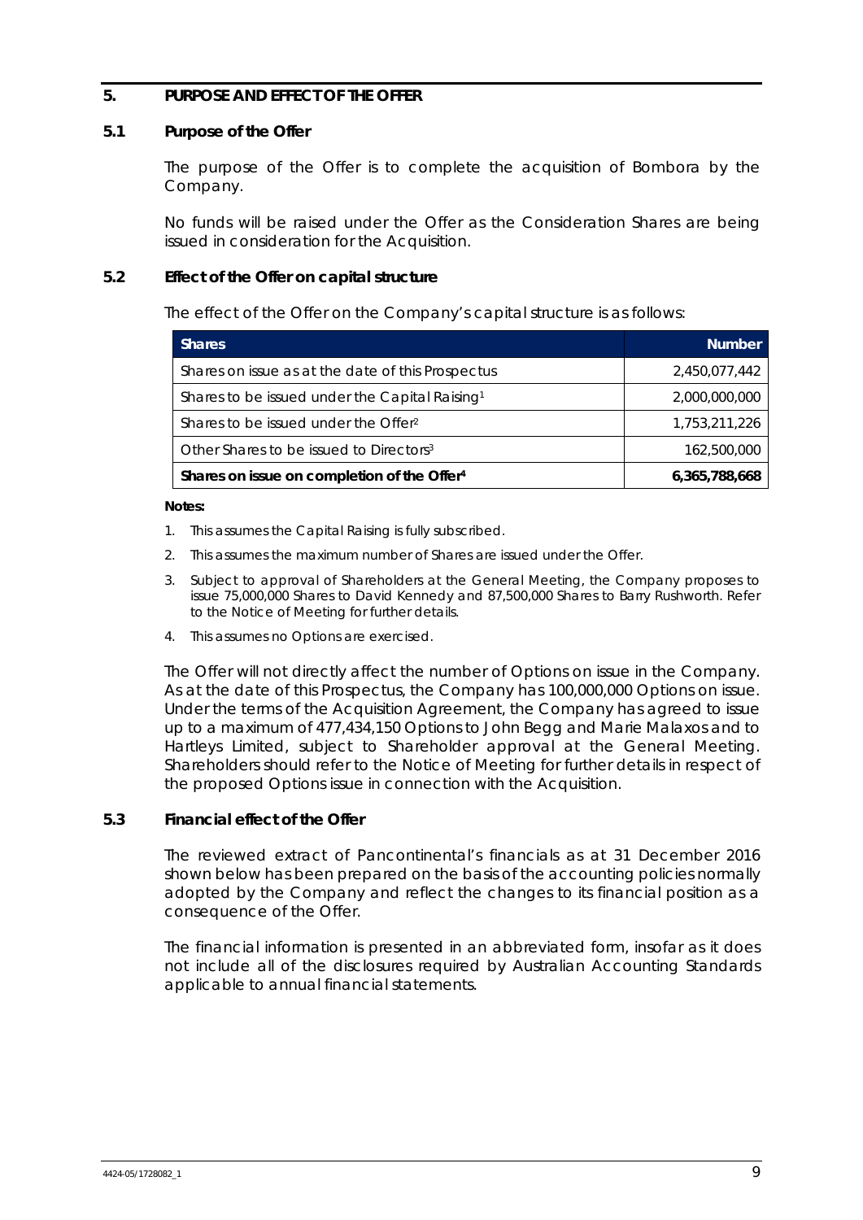## 5. PURPOSE AND EFFECT OF THE OFFER

### 5.1 Purpose of the Offer

The purpose of the Offer is to complete the acquisition of Bombora by the Company.

No funds will be raised under the Offer as the Consideration Shares are being issued in consideration for the Acquisition.

### 5.2 Effect of the Offer on capital structure

The effect of the Offer on the Company's capital structure is as follows:

| Shares | Number |
|---|---|
| Shares on issue as at the date of this Prospectus | 2,450,077,442 |
| Shares to be issued under the Capital Raising[1] | 2,000,000,000 |
| Shares to be issued under the Offer[2] | 1,753,211,226 |
| Other Shares to be issued to Directors[3] | 162,500,000 |
| **Shares on issue on completion of the Offer[4]** | **6,365,788,668** |

**Notes:**

1. This assumes the Capital Raising is fully subscribed.
2. This assumes the maximum number of Shares are issued under the Offer.
3. Subject to approval of Shareholders at the General Meeting, the Company proposes to issue 75,000,000 Shares to David Kennedy and 87,500,000 Shares to Barry Rushworth. Refer to the Notice of Meeting for further details.
4. This assumes no Options are exercised.

The Offer will not directly affect the number of Options on issue in the Company. As at the date of this Prospectus, the Company has 100,000,000 Options on issue. Under the terms of the Acquisition Agreement, the Company has agreed to issue up to a maximum of 477,434,150 Options to John Begg and Marie Malaxos and to Hartleys Limited, subject to Shareholder approval at the General Meeting. Shareholders should refer to the Notice of Meeting for further details in respect of the proposed Options issue in connection with the Acquisition.

### 5.3 Financial effect of the Offer

The reviewed extract of Pancontinental's financials as at 31 December 2016 shown below has been prepared on the basis of the accounting policies normally adopted by the Company and reflect the changes to its financial position as a consequence of the Offer.

The financial information is presented in an abbreviated form, insofar as it does not include all of the disclosures required by Australian Accounting Standards applicable to annual financial statements.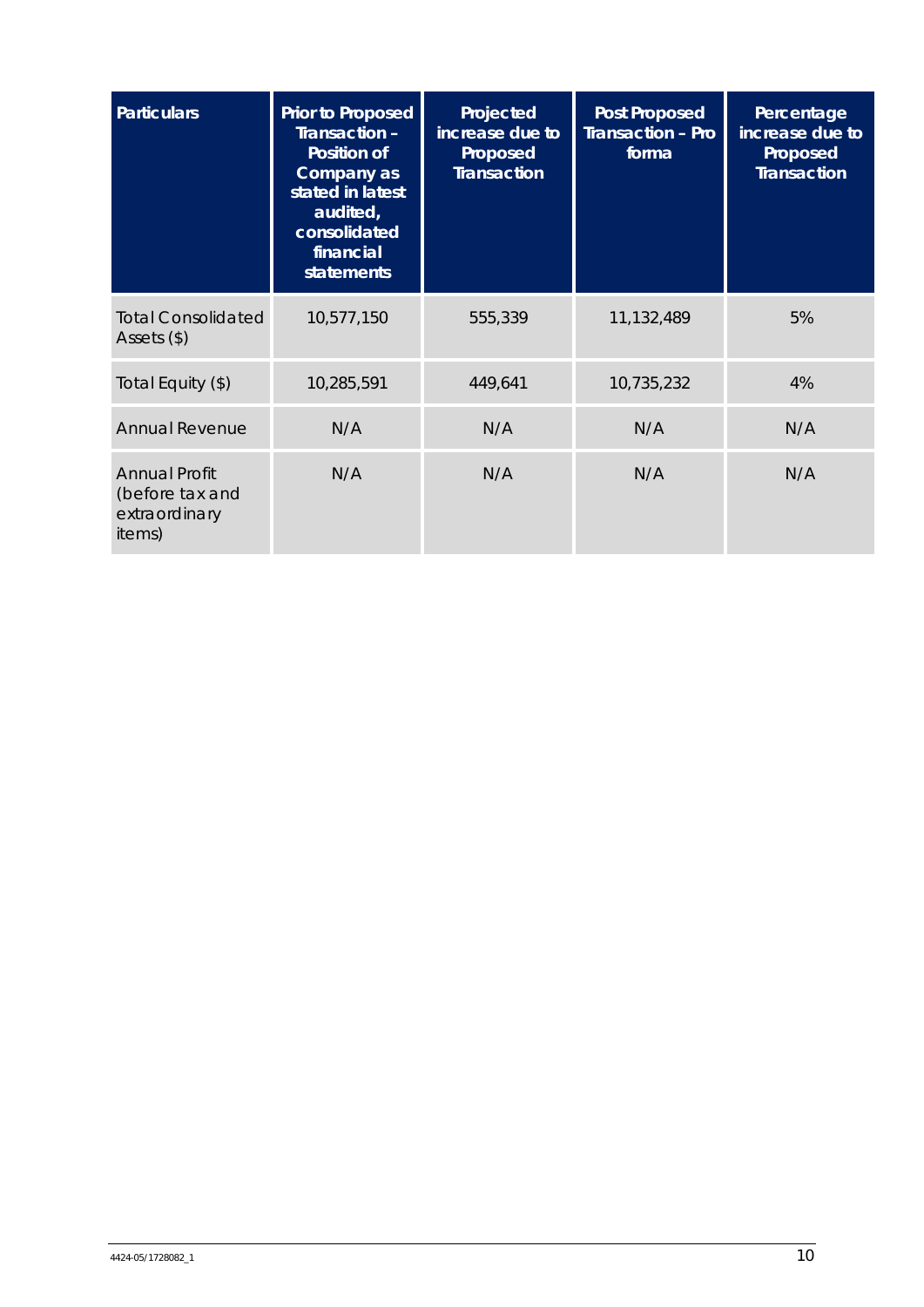| Particulars | Prior to Proposed Transaction – Position of Company as stated in latest audited, consolidated financial statements | Projected increase due to Proposed Transaction | Post Proposed Transaction – Pro forma | Percentage increase due to Proposed Transaction |
|---|---|---|---|---|
| Total Consolidated Assets ($) | 10,577,150 | 555,339 | 11,132,489 | 5% |
| Total Equity ($) | 10,285,591 | 449,641 | 10,735,232 | 4% |
| Annual Revenue | N/A | N/A | N/A | N/A |
| Annual Profit (before tax and extraordinary items) | N/A | N/A | N/A | N/A |

4424-05/1728082_1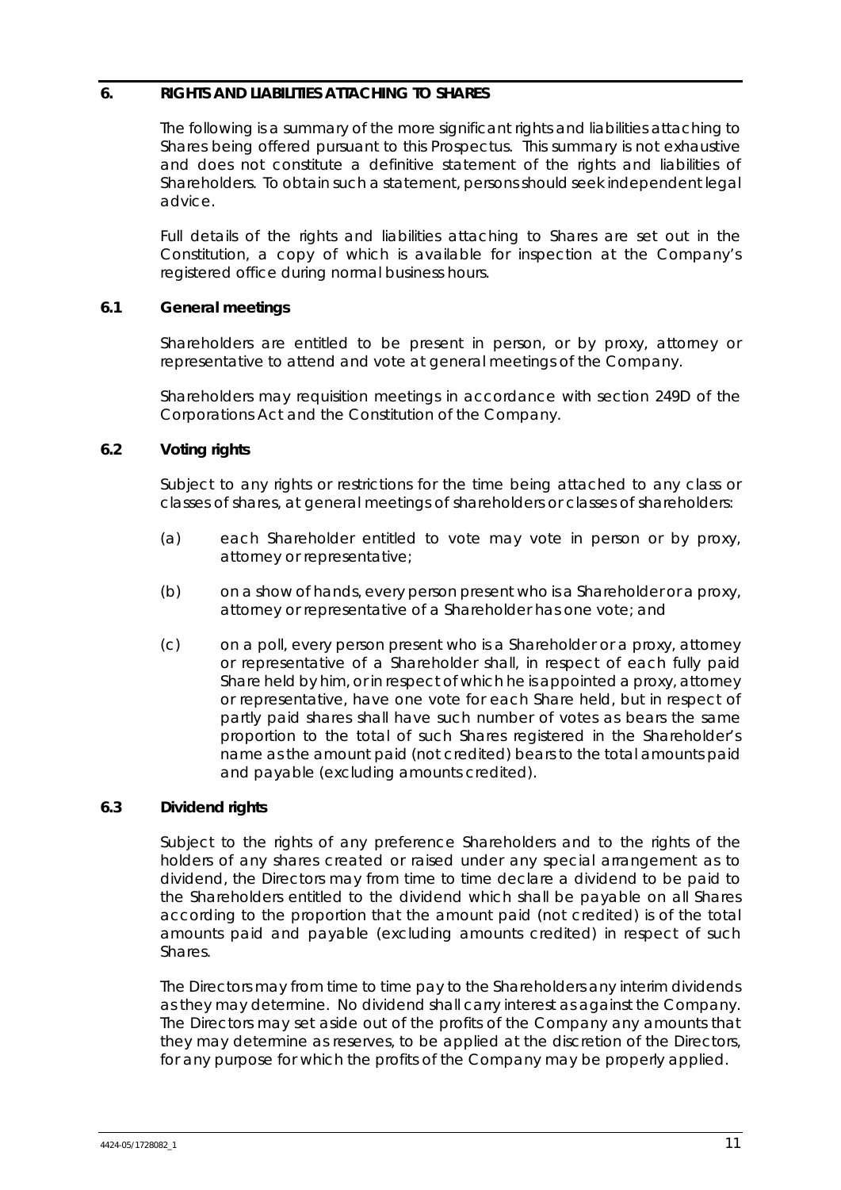## 6. RIGHTS AND LIABILITIES ATTACHING TO SHARES

The following is a summary of the more significant rights and liabilities attaching to Shares being offered pursuant to this Prospectus. This summary is not exhaustive and does not constitute a definitive statement of the rights and liabilities of Shareholders. To obtain such a statement, persons should seek independent legal advice.

Full details of the rights and liabilities attaching to Shares are set out in the Constitution, a copy of which is available for inspection at the Company's registered office during normal business hours.

### 6.1 General meetings

Shareholders are entitled to be present in person, or by proxy, attorney or representative to attend and vote at general meetings of the Company.

Shareholders may requisition meetings in accordance with section 249D of the Corporations Act and the Constitution of the Company.

### 6.2 Voting rights

Subject to any rights or restrictions for the time being attached to any class or classes of shares, at general meetings of shareholders or classes of shareholders:

(a) each Shareholder entitled to vote may vote in person or by proxy, attorney or representative;

(b) on a show of hands, every person present who is a Shareholder or a proxy, attorney or representative of a Shareholder has one vote; and

(c) on a poll, every person present who is a Shareholder or a proxy, attorney or representative of a Shareholder shall, in respect of each fully paid Share held by him, or in respect of which he is appointed a proxy, attorney or representative, have one vote for each Share held, but in respect of partly paid shares shall have such number of votes as bears the same proportion to the total of such Shares registered in the Shareholder's name as the amount paid (not credited) bears to the total amounts paid and payable (excluding amounts credited).

### 6.3 Dividend rights

Subject to the rights of any preference Shareholders and to the rights of the holders of any shares created or raised under any special arrangement as to dividend, the Directors may from time to time declare a dividend to be paid to the Shareholders entitled to the dividend which shall be payable on all Shares according to the proportion that the amount paid (not credited) is of the total amounts paid and payable (excluding amounts credited) in respect of such Shares.

The Directors may from time to time pay to the Shareholders any interim dividends as they may determine. No dividend shall carry interest as against the Company. The Directors may set aside out of the profits of the Company any amounts that they may determine as reserves, to be applied at the discretion of the Directors, for any purpose for which the profits of the Company may be properly applied.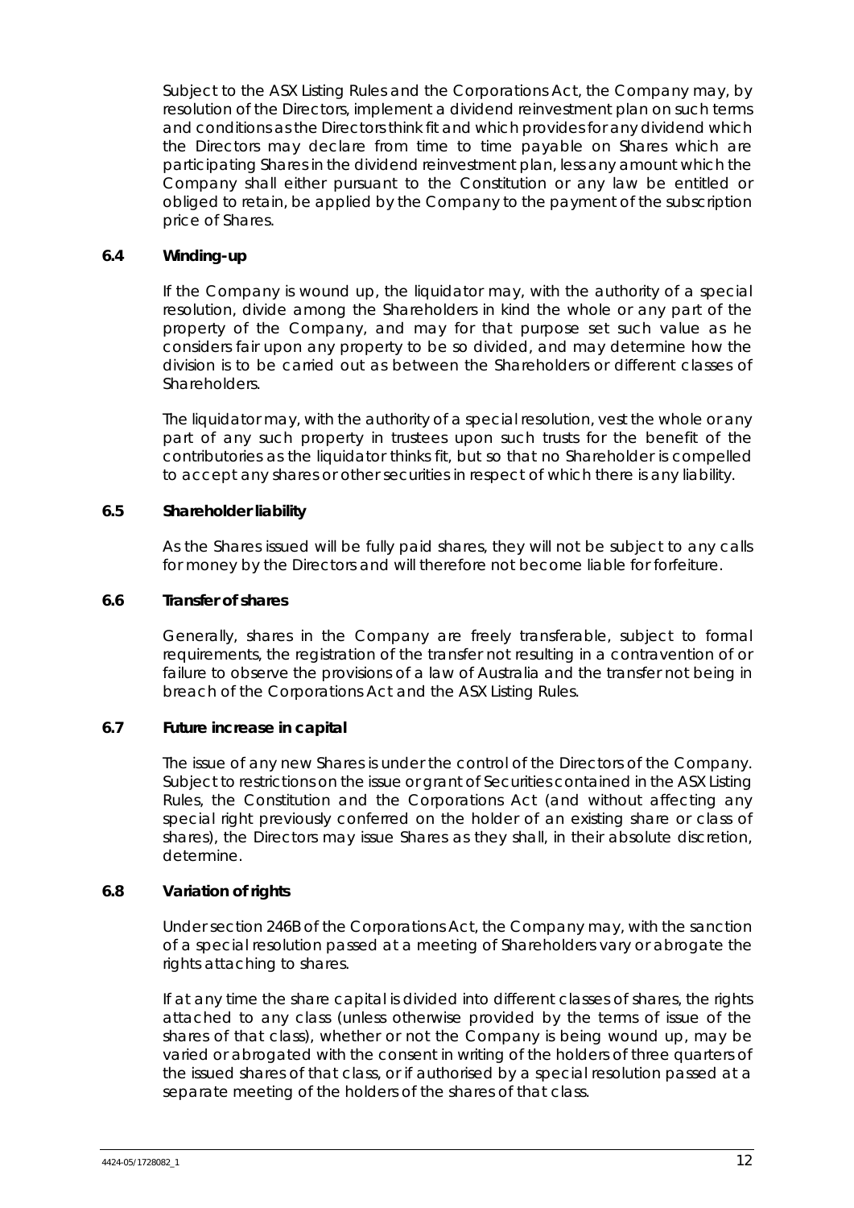Subject to the ASX Listing Rules and the Corporations Act, the Company may, by resolution of the Directors, implement a dividend reinvestment plan on such terms and conditions as the Directors think fit and which provides for any dividend which the Directors may declare from time to time payable on Shares which are participating Shares in the dividend reinvestment plan, less any amount which the Company shall either pursuant to the Constitution or any law be entitled or obliged to retain, be applied by the Company to the payment of the subscription price of Shares.

### 6.4 Winding-up

If the Company is wound up, the liquidator may, with the authority of a special resolution, divide among the Shareholders in kind the whole or any part of the property of the Company, and may for that purpose set such value as he considers fair upon any property to be so divided, and may determine how the division is to be carried out as between the Shareholders or different classes of Shareholders.

The liquidator may, with the authority of a special resolution, vest the whole or any part of any such property in trustees upon such trusts for the benefit of the contributories as the liquidator thinks fit, but so that no Shareholder is compelled to accept any shares or other securities in respect of which there is any liability.

### 6.5 Shareholder liability

As the Shares issued will be fully paid shares, they will not be subject to any calls for money by the Directors and will therefore not become liable for forfeiture.

### 6.6 Transfer of shares

Generally, shares in the Company are freely transferable, subject to formal requirements, the registration of the transfer not resulting in a contravention of or failure to observe the provisions of a law of Australia and the transfer not being in breach of the Corporations Act and the ASX Listing Rules.

### 6.7 Future increase in capital

The issue of any new Shares is under the control of the Directors of the Company. Subject to restrictions on the issue or grant of Securities contained in the ASX Listing Rules, the Constitution and the Corporations Act (and without affecting any special right previously conferred on the holder of an existing share or class of shares), the Directors may issue Shares as they shall, in their absolute discretion, determine.

### 6.8 Variation of rights

Under section 246B of the Corporations Act, the Company may, with the sanction of a special resolution passed at a meeting of Shareholders vary or abrogate the rights attaching to shares.

If at any time the share capital is divided into different classes of shares, the rights attached to any class (unless otherwise provided by the terms of issue of the shares of that class), whether or not the Company is being wound up, may be varied or abrogated with the consent in writing of the holders of three quarters of the issued shares of that class, or if authorised by a special resolution passed at a separate meeting of the holders of the shares of that class.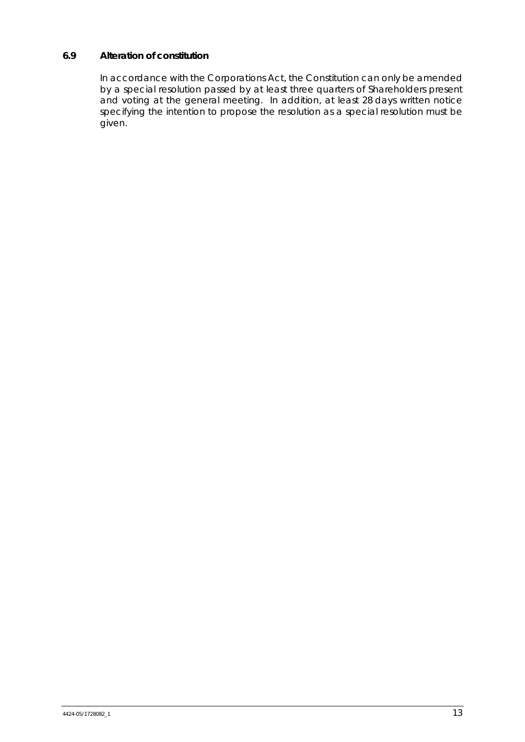### 6.9 Alteration of constitution

In accordance with the Corporations Act, the Constitution can only be amended by a special resolution passed by at least three quarters of Shareholders present and voting at the general meeting. In addition, at least 28 days written notice specifying the intention to propose the resolution as a special resolution must be given.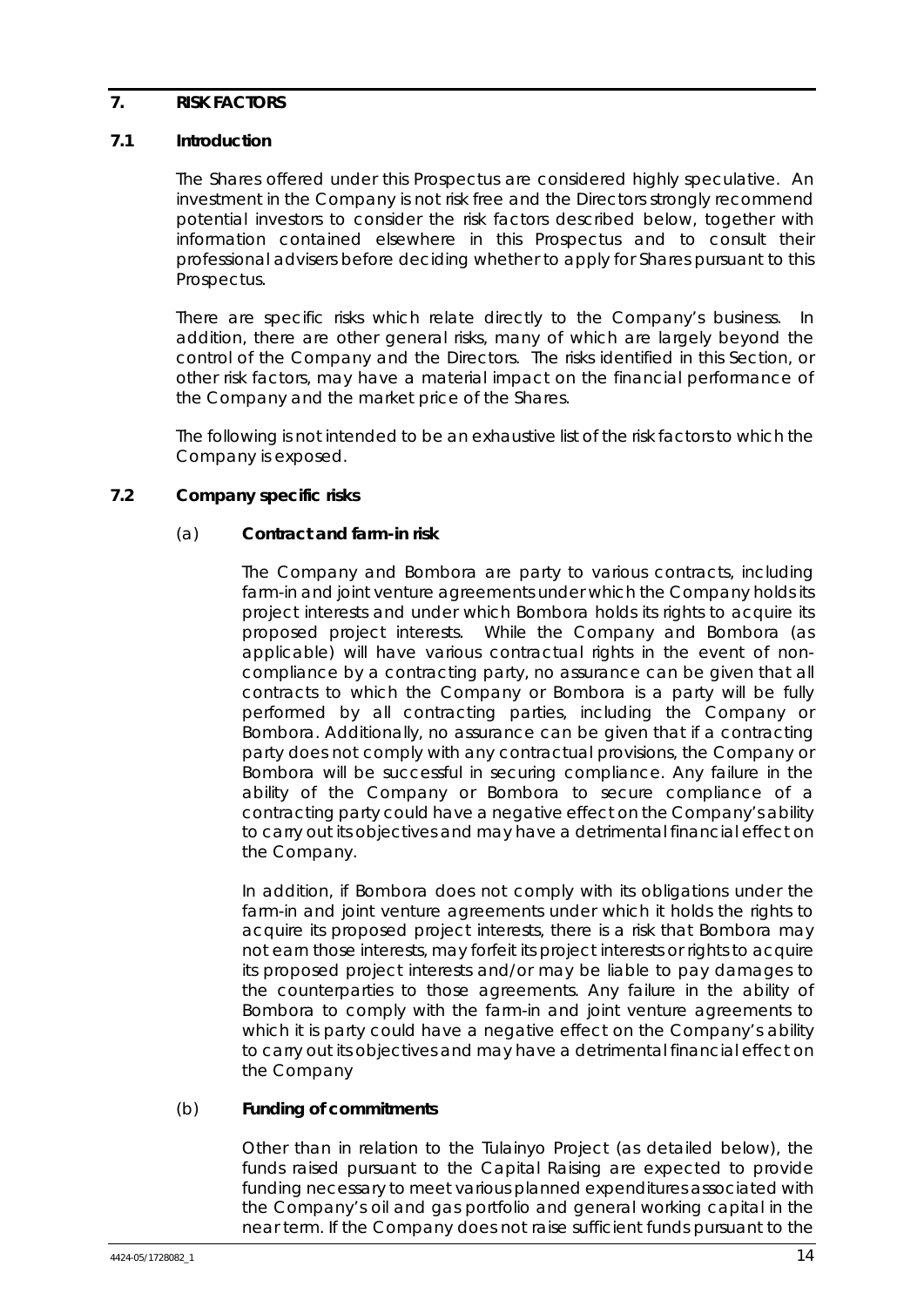# 7. RISK FACTORS

## 7.1 Introduction

The Shares offered under this Prospectus are considered highly speculative. An investment in the Company is not risk free and the Directors strongly recommend potential investors to consider the risk factors described below, together with information contained elsewhere in this Prospectus and to consult their professional advisers before deciding whether to apply for Shares pursuant to this Prospectus.

There are specific risks which relate directly to the Company's business. In addition, there are other general risks, many of which are largely beyond the control of the Company and the Directors. The risks identified in this Section, or other risk factors, may have a material impact on the financial performance of the Company and the market price of the Shares.

The following is not intended to be an exhaustive list of the risk factors to which the Company is exposed.

## 7.2 Company specific risks

### (a) Contract and farm-in risk

The Company and Bombora are party to various contracts, including farm-in and joint venture agreements under which the Company holds its project interests and under which Bombora holds its rights to acquire its proposed project interests. While the Company and Bombora (as applicable) will have various contractual rights in the event of non-compliance by a contracting party, no assurance can be given that all contracts to which the Company or Bombora is a party will be fully performed by all contracting parties, including the Company or Bombora. Additionally, no assurance can be given that if a contracting party does not comply with any contractual provisions, the Company or Bombora will be successful in securing compliance. Any failure in the ability of the Company or Bombora to secure compliance of a contracting party could have a negative effect on the Company's ability to carry out its objectives and may have a detrimental financial effect on the Company.

In addition, if Bombora does not comply with its obligations under the farm-in and joint venture agreements under which it holds the rights to acquire its proposed project interests, there is a risk that Bombora may not earn those interests, may forfeit its project interests or rights to acquire its proposed project interests and/or may be liable to pay damages to the counterparties to those agreements. Any failure in the ability of Bombora to comply with the farm-in and joint venture agreements to which it is party could have a negative effect on the Company's ability to carry out its objectives and may have a detrimental financial effect on the Company

### (b) Funding of commitments

Other than in relation to the Tulainyo Project (as detailed below), the funds raised pursuant to the Capital Raising are expected to provide funding necessary to meet various planned expenditures associated with the Company's oil and gas portfolio and general working capital in the near term. If the Company does not raise sufficient funds pursuant to the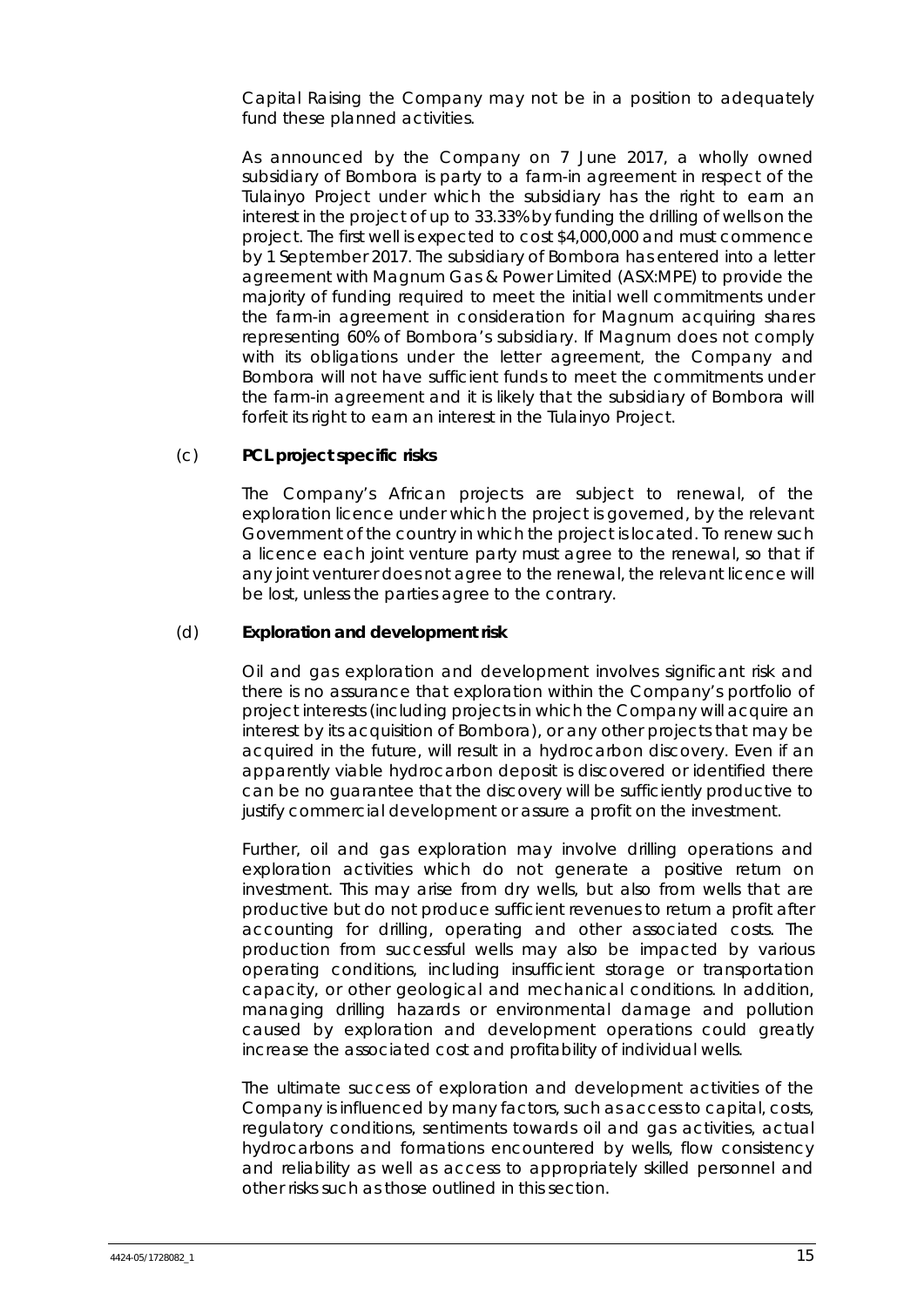Capital Raising the Company may not be in a position to adequately fund these planned activities.

As announced by the Company on 7 June 2017, a wholly owned subsidiary of Bombora is party to a farm-in agreement in respect of the Tulainyo Project under which the subsidiary has the right to earn an interest in the project of up to 33.33% by funding the drilling of wells on the project. The first well is expected to cost $4,000,000 and must commence by 1 September 2017. The subsidiary of Bombora has entered into a letter agreement with Magnum Gas & Power Limited (ASX:MPE) to provide the majority of funding required to meet the initial well commitments under the farm-in agreement in consideration for Magnum acquiring shares representing 60% of Bombora's subsidiary. If Magnum does not comply with its obligations under the letter agreement, the Company and Bombora will not have sufficient funds to meet the commitments under the farm-in agreement and it is likely that the subsidiary of Bombora will forfeit its right to earn an interest in the Tulainyo Project.

(c) **PCL project specific risks**

The Company's African projects are subject to renewal, of the exploration licence under which the project is governed, by the relevant Government of the country in which the project is located. To renew such a licence each joint venture party must agree to the renewal, so that if any joint venturer does not agree to the renewal, the relevant licence will be lost, unless the parties agree to the contrary.

(d) **Exploration and development risk**

Oil and gas exploration and development involves significant risk and there is no assurance that exploration within the Company's portfolio of project interests (including projects in which the Company will acquire an interest by its acquisition of Bombora), or any other projects that may be acquired in the future, will result in a hydrocarbon discovery. Even if an apparently viable hydrocarbon deposit is discovered or identified there can be no guarantee that the discovery will be sufficiently productive to justify commercial development or assure a profit on the investment.

Further, oil and gas exploration may involve drilling operations and exploration activities which do not generate a positive return on investment. This may arise from dry wells, but also from wells that are productive but do not produce sufficient revenues to return a profit after accounting for drilling, operating and other associated costs. The production from successful wells may also be impacted by various operating conditions, including insufficient storage or transportation capacity, or other geological and mechanical conditions. In addition, managing drilling hazards or environmental damage and pollution caused by exploration and development operations could greatly increase the associated cost and profitability of individual wells.

The ultimate success of exploration and development activities of the Company is influenced by many factors, such as access to capital, costs, regulatory conditions, sentiments towards oil and gas activities, actual hydrocarbons and formations encountered by wells, flow consistency and reliability as well as access to appropriately skilled personnel and other risks such as those outlined in this section.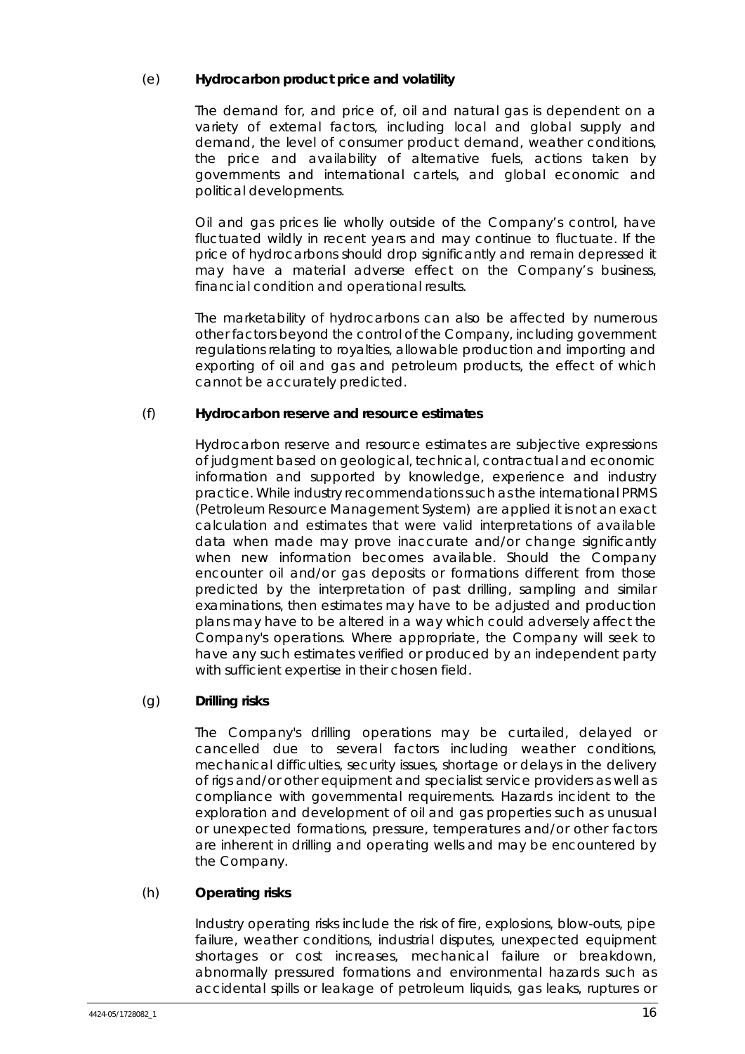(e) **Hydrocarbon product price and volatility**

The demand for, and price of, oil and natural gas is dependent on a variety of external factors, including local and global supply and demand, the level of consumer product demand, weather conditions, the price and availability of alternative fuels, actions taken by governments and international cartels, and global economic and political developments.

Oil and gas prices lie wholly outside of the Company's control, have fluctuated wildly in recent years and may continue to fluctuate. If the price of hydrocarbons should drop significantly and remain depressed it may have a material adverse effect on the Company's business, financial condition and operational results.

The marketability of hydrocarbons can also be affected by numerous other factors beyond the control of the Company, including government regulations relating to royalties, allowable production and importing and exporting of oil and gas and petroleum products, the effect of which cannot be accurately predicted.

(f) **Hydrocarbon reserve and resource estimates**

Hydrocarbon reserve and resource estimates are subjective expressions of judgment based on geological, technical, contractual and economic information and supported by knowledge, experience and industry practice. While industry recommendations such as the international PRMS (Petroleum Resource Management System) are applied it is not an exact calculation and estimates that were valid interpretations of available data when made may prove inaccurate and/or change significantly when new information becomes available. Should the Company encounter oil and/or gas deposits or formations different from those predicted by the interpretation of past drilling, sampling and similar examinations, then estimates may have to be adjusted and production plans may have to be altered in a way which could adversely affect the Company's operations. Where appropriate, the Company will seek to have any such estimates verified or produced by an independent party with sufficient expertise in their chosen field.

(g) **Drilling risks**

The Company's drilling operations may be curtailed, delayed or cancelled due to several factors including weather conditions, mechanical difficulties, security issues, shortage or delays in the delivery of rigs and/or other equipment and specialist service providers as well as compliance with governmental requirements. Hazards incident to the exploration and development of oil and gas properties such as unusual or unexpected formations, pressure, temperatures and/or other factors are inherent in drilling and operating wells and may be encountered by the Company.

(h) **Operating risks**

Industry operating risks include the risk of fire, explosions, blow-outs, pipe failure, weather conditions, industrial disputes, unexpected equipment shortages or cost increases, mechanical failure or breakdown, abnormally pressured formations and environmental hazards such as accidental spills or leakage of petroleum liquids, gas leaks, ruptures or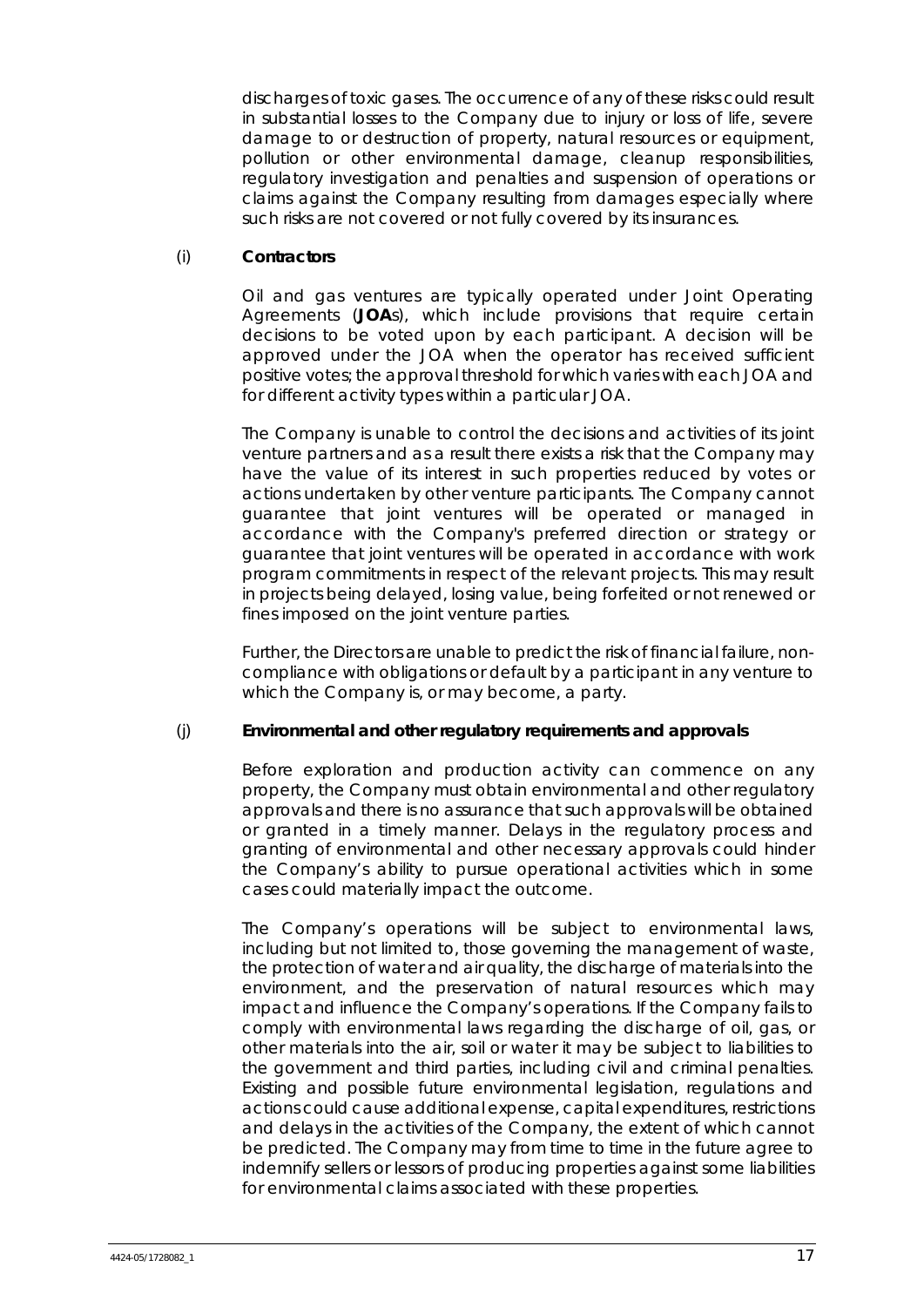discharges of toxic gases. The occurrence of any of these risks could result in substantial losses to the Company due to injury or loss of life, severe damage to or destruction of property, natural resources or equipment, pollution or other environmental damage, cleanup responsibilities, regulatory investigation and penalties and suspension of operations or claims against the Company resulting from damages especially where such risks are not covered or not fully covered by its insurances.

(i) **Contractors**

Oil and gas ventures are typically operated under Joint Operating Agreements (**JOA**s), which include provisions that require certain decisions to be voted upon by each participant. A decision will be approved under the JOA when the operator has received sufficient positive votes; the approval threshold for which varies with each JOA and for different activity types within a particular JOA.

The Company is unable to control the decisions and activities of its joint venture partners and as a result there exists a risk that the Company may have the value of its interest in such properties reduced by votes or actions undertaken by other venture participants. The Company cannot guarantee that joint ventures will be operated or managed in accordance with the Company's preferred direction or strategy or guarantee that joint ventures will be operated in accordance with work program commitments in respect of the relevant projects. This may result in projects being delayed, losing value, being forfeited or not renewed or fines imposed on the joint venture parties.

Further, the Directors are unable to predict the risk of financial failure, non-compliance with obligations or default by a participant in any venture to which the Company is, or may become, a party.

(j) **Environmental and other regulatory requirements and approvals**

Before exploration and production activity can commence on any property, the Company must obtain environmental and other regulatory approvals and there is no assurance that such approvals will be obtained or granted in a timely manner. Delays in the regulatory process and granting of environmental and other necessary approvals could hinder the Company's ability to pursue operational activities which in some cases could materially impact the outcome.

The Company's operations will be subject to environmental laws, including but not limited to, those governing the management of waste, the protection of water and air quality, the discharge of materials into the environment, and the preservation of natural resources which may impact and influence the Company's operations. If the Company fails to comply with environmental laws regarding the discharge of oil, gas, or other materials into the air, soil or water it may be subject to liabilities to the government and third parties, including civil and criminal penalties. Existing and possible future environmental legislation, regulations and actions could cause additional expense, capital expenditures, restrictions and delays in the activities of the Company, the extent of which cannot be predicted. The Company may from time to time in the future agree to indemnify sellers or lessors of producing properties against some liabilities for environmental claims associated with these properties.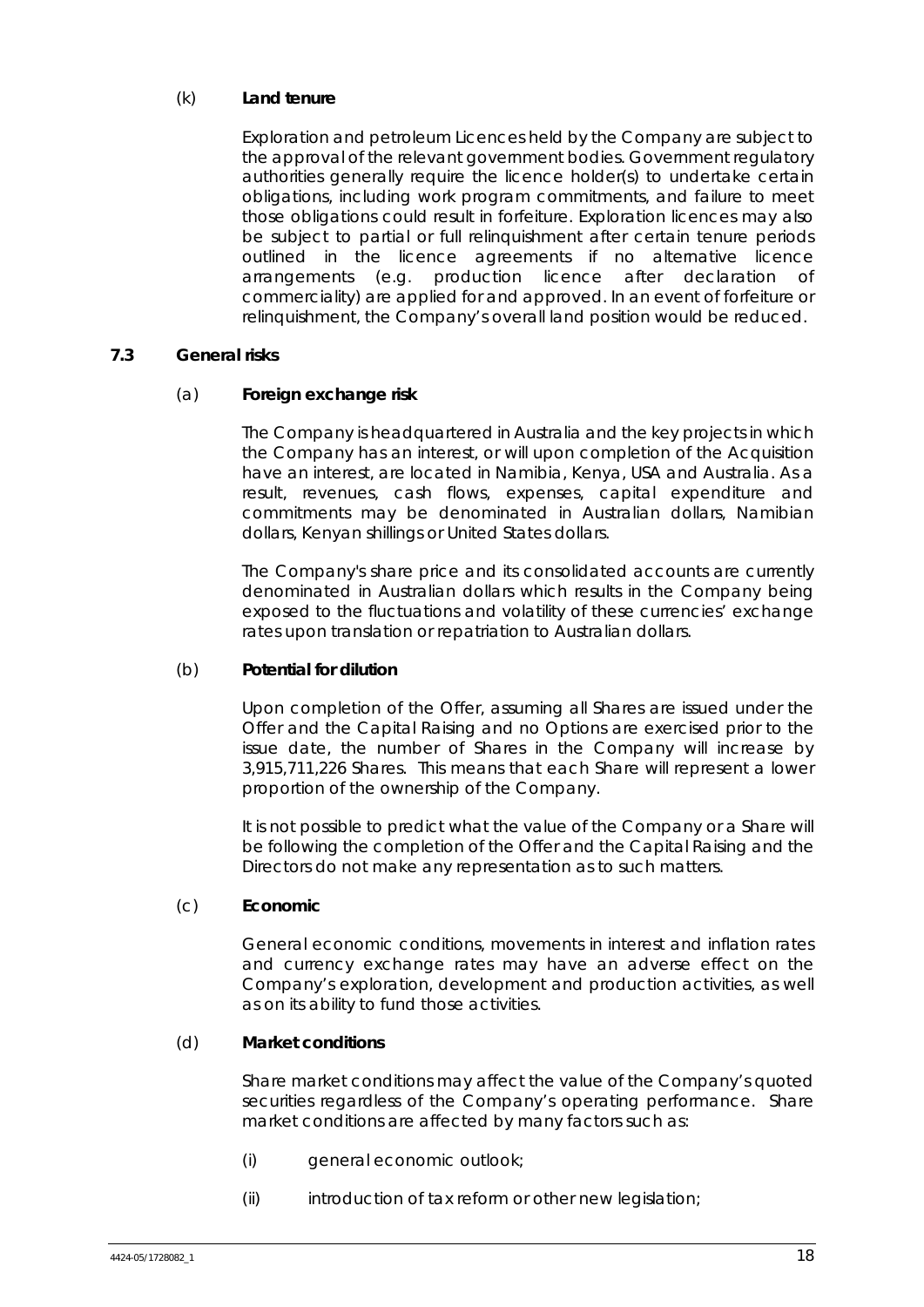(k) **Land tenure**

Exploration and petroleum Licences held by the Company are subject to the approval of the relevant government bodies. Government regulatory authorities generally require the licence holder(s) to undertake certain obligations, including work program commitments, and failure to meet those obligations could result in forfeiture. Exploration licences may also be subject to partial or full relinquishment after certain tenure periods outlined in the licence agreements if no alternative licence arrangements (e.g. production licence after declaration of commerciality) are applied for and approved. In an event of forfeiture or relinquishment, the Company's overall land position would be reduced.

## 7.3 General risks

(a) **Foreign exchange risk**

The Company is headquartered in Australia and the key projects in which the Company has an interest, or will upon completion of the Acquisition have an interest, are located in Namibia, Kenya, USA and Australia. As a result, revenues, cash flows, expenses, capital expenditure and commitments may be denominated in Australian dollars, Namibian dollars, Kenyan shillings or United States dollars.

The Company's share price and its consolidated accounts are currently denominated in Australian dollars which results in the Company being exposed to the fluctuations and volatility of these currencies' exchange rates upon translation or repatriation to Australian dollars.

(b) **Potential for dilution**

Upon completion of the Offer, assuming all Shares are issued under the Offer and the Capital Raising and no Options are exercised prior to the issue date, the number of Shares in the Company will increase by 3,915,711,226 Shares. This means that each Share will represent a lower proportion of the ownership of the Company.

It is not possible to predict what the value of the Company or a Share will be following the completion of the Offer and the Capital Raising and the Directors do not make any representation as to such matters.

(c) **Economic**

General economic conditions, movements in interest and inflation rates and currency exchange rates may have an adverse effect on the Company's exploration, development and production activities, as well as on its ability to fund those activities.

(d) **Market conditions**

Share market conditions may affect the value of the Company's quoted securities regardless of the Company's operating performance. Share market conditions are affected by many factors such as:

(i) general economic outlook;

(ii) introduction of tax reform or other new legislation;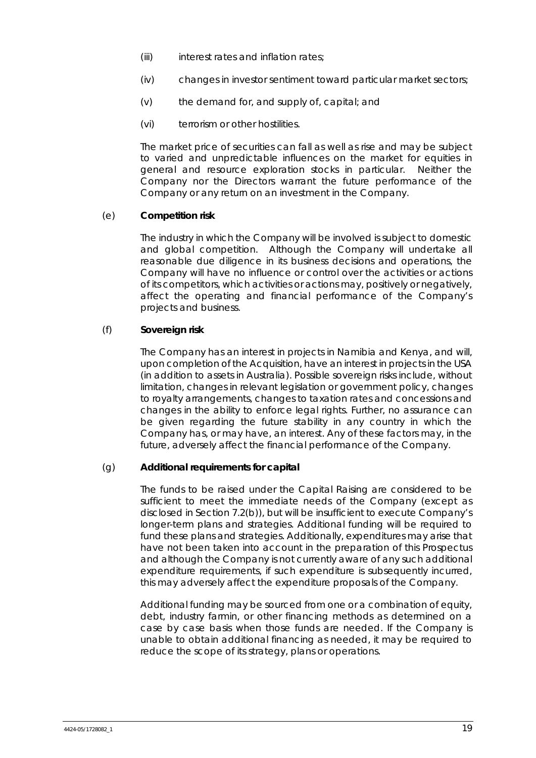(iii) interest rates and inflation rates;

(iv) changes in investor sentiment toward particular market sectors;

(v) the demand for, and supply of, capital; and

(vi) terrorism or other hostilities.

The market price of securities can fall as well as rise and may be subject to varied and unpredictable influences on the market for equities in general and resource exploration stocks in particular. Neither the Company nor the Directors warrant the future performance of the Company or any return on an investment in the Company.

(e) **Competition risk**

The industry in which the Company will be involved is subject to domestic and global competition. Although the Company will undertake all reasonable due diligence in its business decisions and operations, the Company will have no influence or control over the activities or actions of its competitors, which activities or actions may, positively or negatively, affect the operating and financial performance of the Company's projects and business.

(f) **Sovereign risk**

The Company has an interest in projects in Namibia and Kenya, and will, upon completion of the Acquisition, have an interest in projects in the USA (in addition to assets in Australia). Possible sovereign risks include, without limitation, changes in relevant legislation or government policy, changes to royalty arrangements, changes to taxation rates and concessions and changes in the ability to enforce legal rights. Further, no assurance can be given regarding the future stability in any country in which the Company has, or may have, an interest. Any of these factors may, in the future, adversely affect the financial performance of the Company.

(g) **Additional requirements for capital**

The funds to be raised under the Capital Raising are considered to be sufficient to meet the immediate needs of the Company (except as disclosed in Section 7.2(b)), but will be insufficient to execute Company's longer-term plans and strategies. Additional funding will be required to fund these plans and strategies. Additionally, expenditures may arise that have not been taken into account in the preparation of this Prospectus and although the Company is not currently aware of any such additional expenditure requirements, if such expenditure is subsequently incurred, this may adversely affect the expenditure proposals of the Company.

Additional funding may be sourced from one or a combination of equity, debt, industry farmin, or other financing methods as determined on a case by case basis when those funds are needed. If the Company is unable to obtain additional financing as needed, it may be required to reduce the scope of its strategy, plans or operations.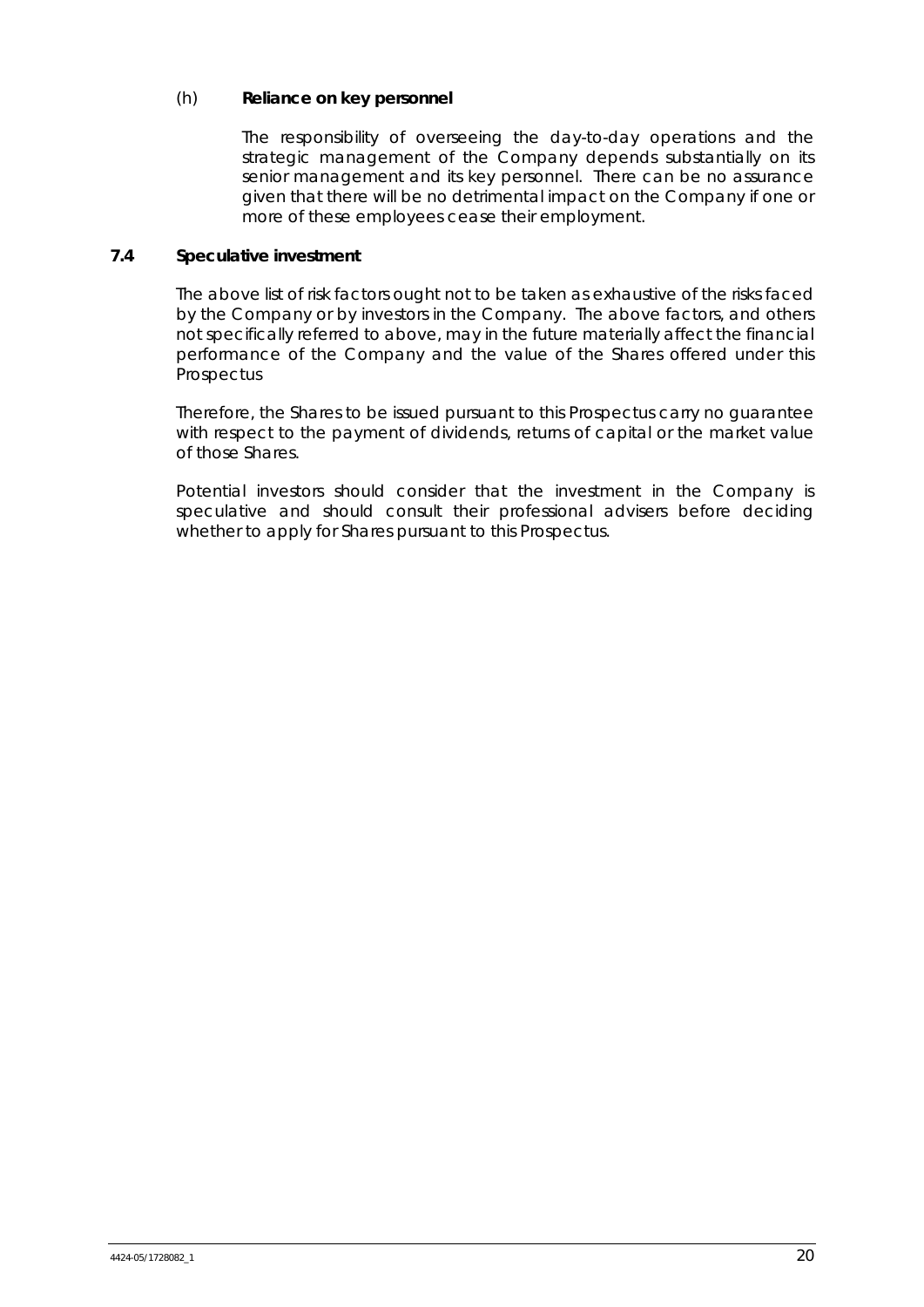(h) **Reliance on key personnel**

The responsibility of overseeing the day-to-day operations and the strategic management of the Company depends substantially on its senior management and its key personnel. There can be no assurance given that there will be no detrimental impact on the Company if one or more of these employees cease their employment.

### 7.4 Speculative investment

The above list of risk factors ought not to be taken as exhaustive of the risks faced by the Company or by investors in the Company. The above factors, and others not specifically referred to above, may in the future materially affect the financial performance of the Company and the value of the Shares offered under this Prospectus

Therefore, the Shares to be issued pursuant to this Prospectus carry no guarantee with respect to the payment of dividends, returns of capital or the market value of those Shares.

Potential investors should consider that the investment in the Company is speculative and should consult their professional advisers before deciding whether to apply for Shares pursuant to this Prospectus.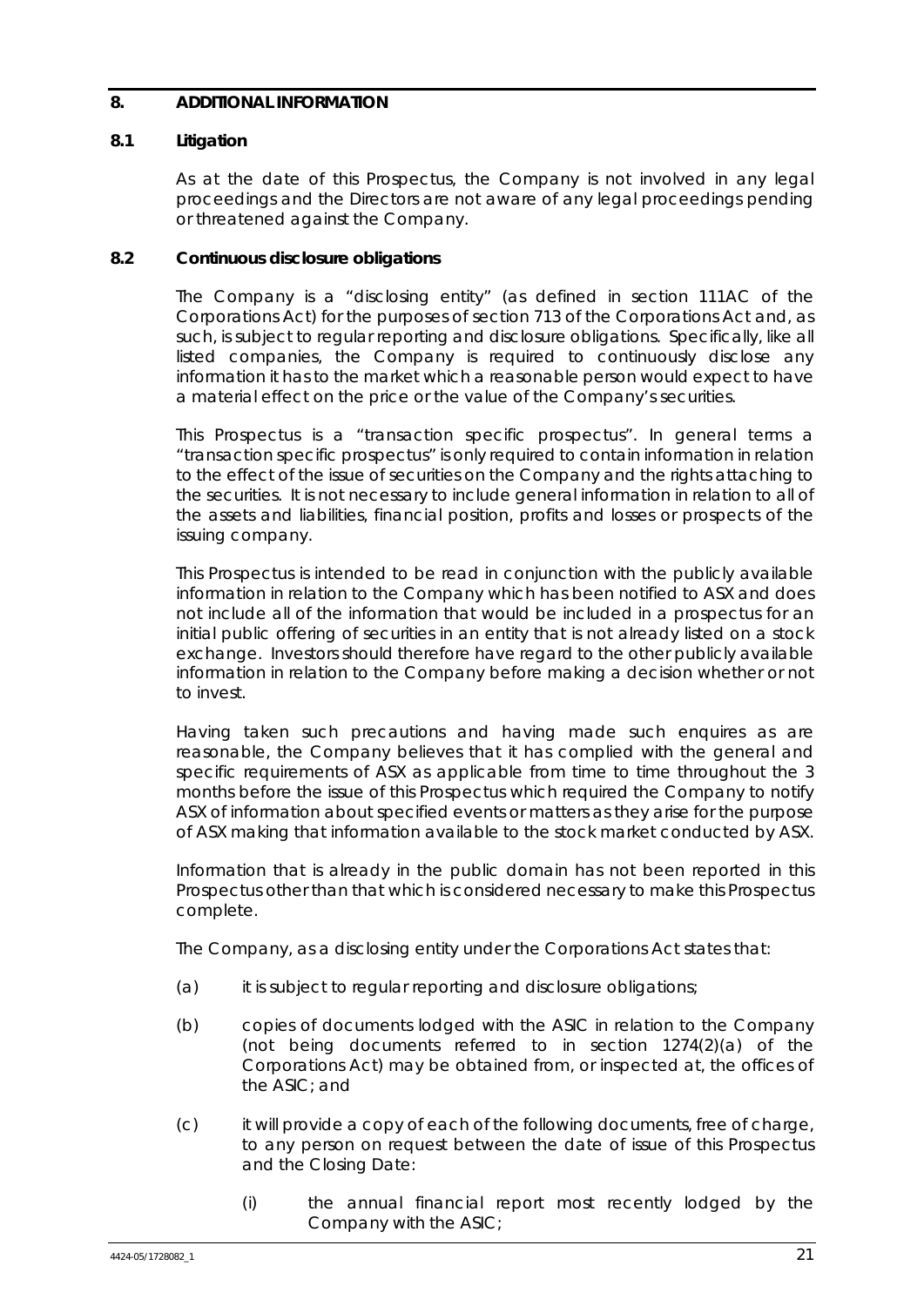## 8. ADDITIONAL INFORMATION

### 8.1 Litigation

As at the date of this Prospectus, the Company is not involved in any legal proceedings and the Directors are not aware of any legal proceedings pending or threatened against the Company.

### 8.2 Continuous disclosure obligations

The Company is a "disclosing entity" (as defined in section 111AC of the Corporations Act) for the purposes of section 713 of the Corporations Act and, as such, is subject to regular reporting and disclosure obligations. Specifically, like all listed companies, the Company is required to continuously disclose any information it has to the market which a reasonable person would expect to have a material effect on the price or the value of the Company's securities.

This Prospectus is a "transaction specific prospectus". In general terms a "transaction specific prospectus" is only required to contain information in relation to the effect of the issue of securities on the Company and the rights attaching to the securities. It is not necessary to include general information in relation to all of the assets and liabilities, financial position, profits and losses or prospects of the issuing company.

This Prospectus is intended to be read in conjunction with the publicly available information in relation to the Company which has been notified to ASX and does not include all of the information that would be included in a prospectus for an initial public offering of securities in an entity that is not already listed on a stock exchange. Investors should therefore have regard to the other publicly available information in relation to the Company before making a decision whether or not to invest.

Having taken such precautions and having made such enquires as are reasonable, the Company believes that it has complied with the general and specific requirements of ASX as applicable from time to time throughout the 3 months before the issue of this Prospectus which required the Company to notify ASX of information about specified events or matters as they arise for the purpose of ASX making that information available to the stock market conducted by ASX.

Information that is already in the public domain has not been reported in this Prospectus other than that which is considered necessary to make this Prospectus complete.

The Company, as a disclosing entity under the Corporations Act states that:

(a) it is subject to regular reporting and disclosure obligations;

(b) copies of documents lodged with the ASIC in relation to the Company (not being documents referred to in section 1274(2)(a) of the Corporations Act) may be obtained from, or inspected at, the offices of the ASIC; and

(c) it will provide a copy of each of the following documents, free of charge, to any person on request between the date of issue of this Prospectus and the Closing Date:

  (i) the annual financial report most recently lodged by the Company with the ASIC;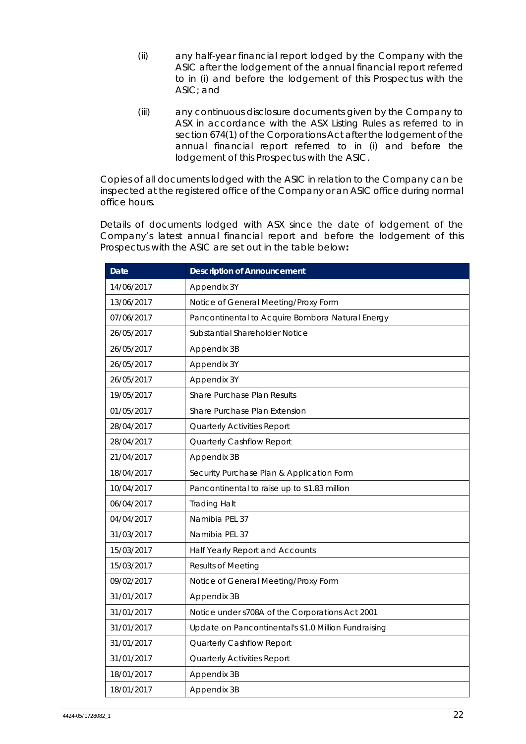(ii) any half-year financial report lodged by the Company with the ASIC after the lodgement of the annual financial report referred to in (i) and before the lodgement of this Prospectus with the ASIC; and

(iii) any continuous disclosure documents given by the Company to ASX in accordance with the ASX Listing Rules as referred to in section 674(1) of the Corporations Act after the lodgement of the annual financial report referred to in (i) and before the lodgement of this Prospectus with the ASIC.

Copies of all documents lodged with the ASIC in relation to the Company can be inspected at the registered office of the Company or an ASIC office during normal office hours.

Details of documents lodged with ASX since the date of lodgement of the Company's latest annual financial report and before the lodgement of this Prospectus with the ASIC are set out in the table below**:**

| Date | Description of Announcement |
|---|---|
| 14/06/2017 | Appendix 3Y |
| 13/06/2017 | Notice of General Meeting/Proxy Form |
| 07/06/2017 | Pancontinental to Acquire Bombora Natural Energy |
| 26/05/2017 | Substantial Shareholder Notice |
| 26/05/2017 | Appendix 3B |
| 26/05/2017 | Appendix 3Y |
| 26/05/2017 | Appendix 3Y |
| 19/05/2017 | Share Purchase Plan Results |
| 01/05/2017 | Share Purchase Plan Extension |
| 28/04/2017 | Quarterly Activities Report |
| 28/04/2017 | Quarterly Cashflow Report |
| 21/04/2017 | Appendix 3B |
| 18/04/2017 | Security Purchase Plan & Application Form |
| 10/04/2017 | Pancontinental to raise up to $1.83 million |
| 06/04/2017 | Trading Halt |
| 04/04/2017 | Namibia PEL 37 |
| 31/03/2017 | Namibia PEL 37 |
| 15/03/2017 | Half Yearly Report and Accounts |
| 15/03/2017 | Results of Meeting |
| 09/02/2017 | Notice of General Meeting/Proxy Form |
| 31/01/2017 | Appendix 3B |
| 31/01/2017 | Notice under s708A of the Corporations Act 2001 |
| 31/01/2017 | Update on Pancontinental's $1.0 Million Fundraising |
| 31/01/2017 | Quarterly Cashflow Report |
| 31/01/2017 | Quarterly Activities Report |
| 18/01/2017 | Appendix 3B |
| 18/01/2017 | Appendix 3B |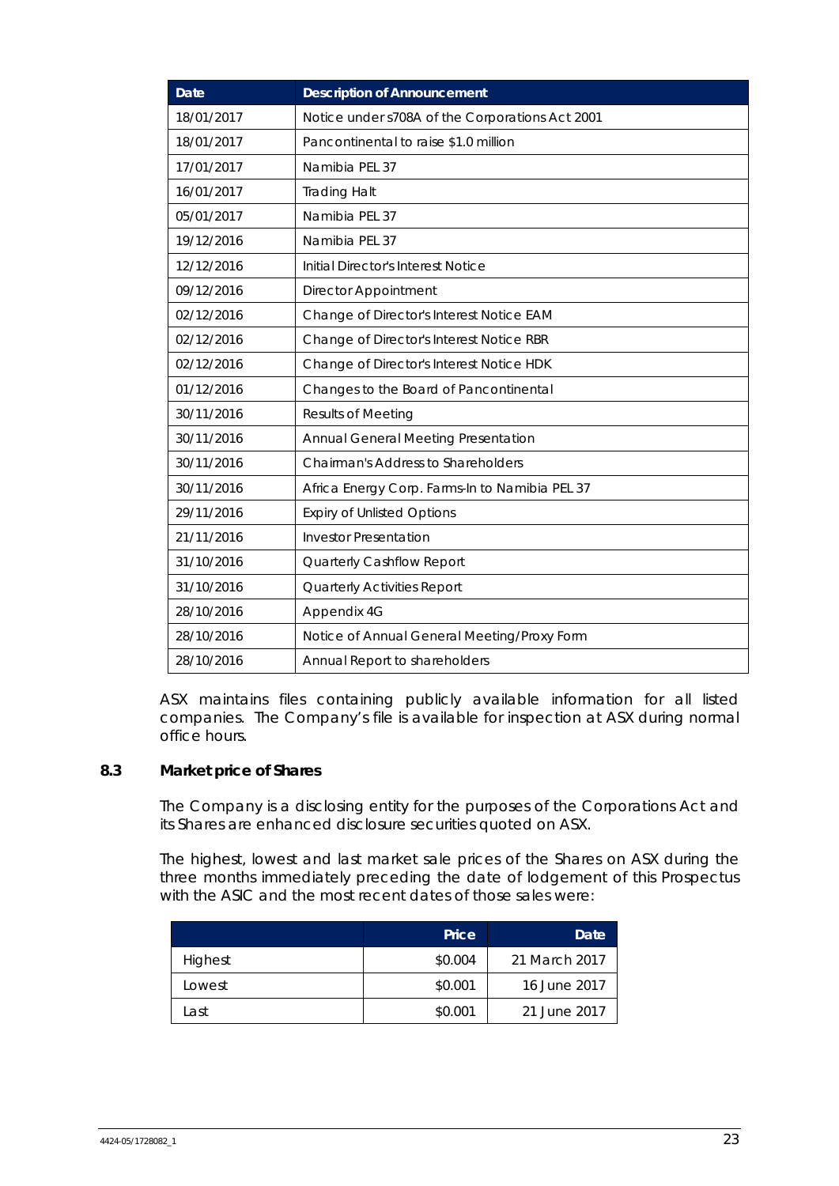| Date | Description of Announcement |
| --- | --- |
| 18/01/2017 | Notice under s708A of the Corporations Act 2001 |
| 18/01/2017 | Pancontinental to raise $1.0 million |
| 17/01/2017 | Namibia PEL 37 |
| 16/01/2017 | Trading Halt |
| 05/01/2017 | Namibia PEL 37 |
| 19/12/2016 | Namibia PEL 37 |
| 12/12/2016 | Initial Director's Interest Notice |
| 09/12/2016 | Director Appointment |
| 02/12/2016 | Change of Director's Interest Notice EAM |
| 02/12/2016 | Change of Director's Interest Notice RBR |
| 02/12/2016 | Change of Director's Interest Notice HDK |
| 01/12/2016 | Changes to the Board of Pancontinental |
| 30/11/2016 | Results of Meeting |
| 30/11/2016 | Annual General Meeting Presentation |
| 30/11/2016 | Chairman's Address to Shareholders |
| 30/11/2016 | Africa Energy Corp. Farms-In to Namibia PEL 37 |
| 29/11/2016 | Expiry of Unlisted Options |
| 21/11/2016 | Investor Presentation |
| 31/10/2016 | Quarterly Cashflow Report |
| 31/10/2016 | Quarterly Activities Report |
| 28/10/2016 | Appendix 4G |
| 28/10/2016 | Notice of Annual General Meeting/Proxy Form |
| 28/10/2016 | Annual Report to shareholders |

ASX maintains files containing publicly available information for all listed companies. The Company's file is available for inspection at ASX during normal office hours.

## 8.3 Market price of Shares

The Company is a disclosing entity for the purposes of the Corporations Act and its Shares are enhanced disclosure securities quoted on ASX.

The highest, lowest and last market sale prices of the Shares on ASX during the three months immediately preceding the date of lodgement of this Prospectus with the ASIC and the most recent dates of those sales were:

| | Price | Date |
| --- | --- | --- |
| Highest | $0.004 | 21 March 2017 |
| Lowest | $0.001 | 16 June 2017 |
| Last | $0.001 | 21 June 2017 |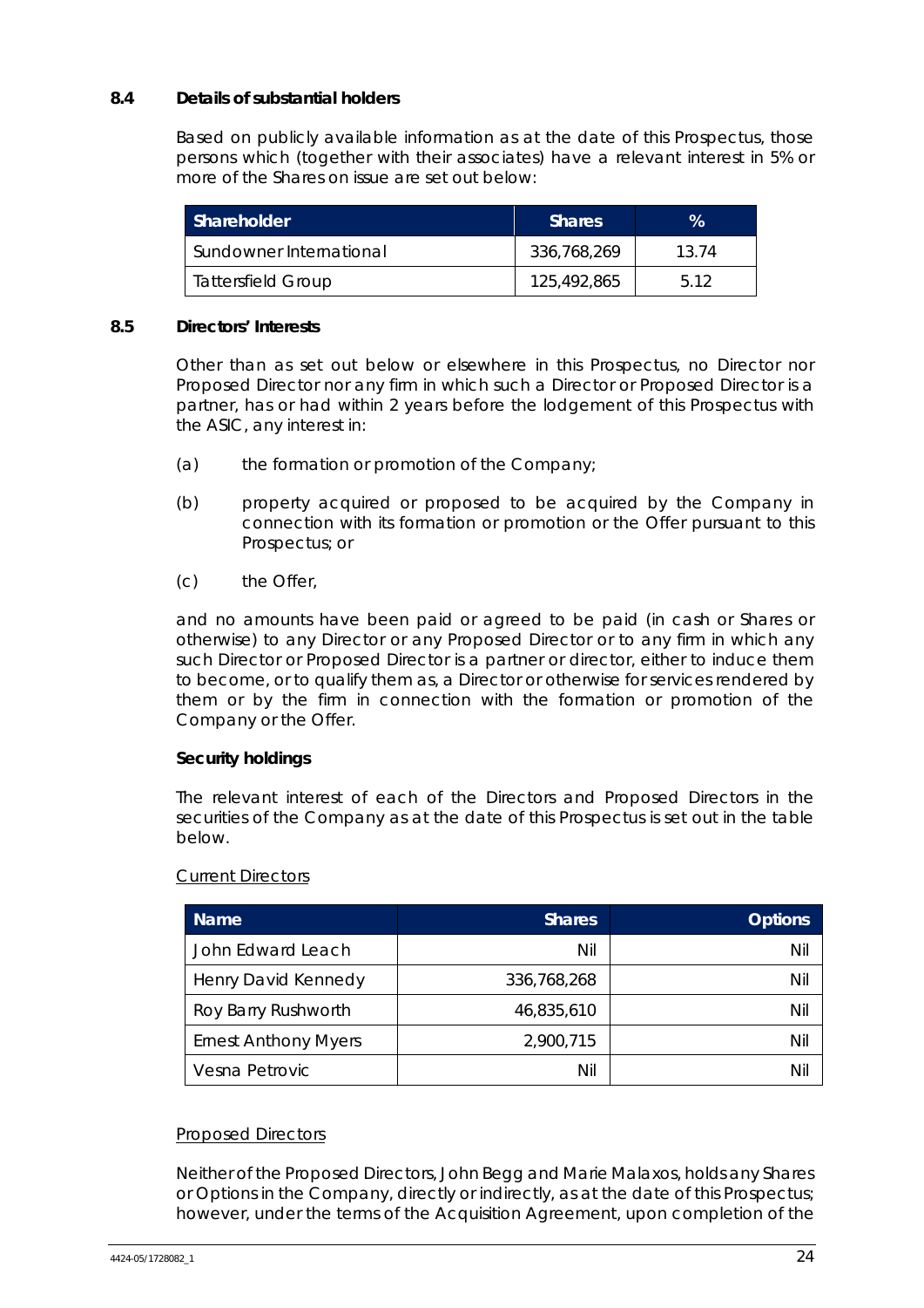## 8.4 Details of substantial holders

Based on publicly available information as at the date of this Prospectus, those persons which (together with their associates) have a relevant interest in 5% or more of the Shares on issue are set out below:

| Shareholder | Shares | % |
|---|---|---|
| Sundowner International | 336,768,269 | 13.74 |
| Tattersfield Group | 125,492,865 | 5.12 |

## 8.5 Directors' Interests

Other than as set out below or elsewhere in this Prospectus, no Director nor Proposed Director nor any firm in which such a Director or Proposed Director is a partner, has or had within 2 years before the lodgement of this Prospectus with the ASIC, any interest in:

(a) the formation or promotion of the Company;

(b) property acquired or proposed to be acquired by the Company in connection with its formation or promotion or the Offer pursuant to this Prospectus; or

(c) the Offer,

and no amounts have been paid or agreed to be paid (in cash or Shares or otherwise) to any Director or any Proposed Director or to any firm in which any such Director or Proposed Director is a partner or director, either to induce them to become, or to qualify them as, a Director or otherwise for services rendered by them or by the firm in connection with the formation or promotion of the Company or the Offer.

**Security holdings**

The relevant interest of each of the Directors and Proposed Directors in the securities of the Company as at the date of this Prospectus is set out in the table below.

Current Directors

| Name | Shares | Options |
|---|---:|---:|
| John Edward Leach | Nil | Nil |
| Henry David Kennedy | 336,768,268 | Nil |
| Roy Barry Rushworth | 46,835,610 | Nil |
| Ernest Anthony Myers | 2,900,715 | Nil |
| Vesna Petrovic | Nil | Nil |

Proposed Directors

Neither of the Proposed Directors, John Begg and Marie Malaxos, holds any Shares or Options in the Company, directly or indirectly, as at the date of this Prospectus; however, under the terms of the Acquisition Agreement, upon completion of the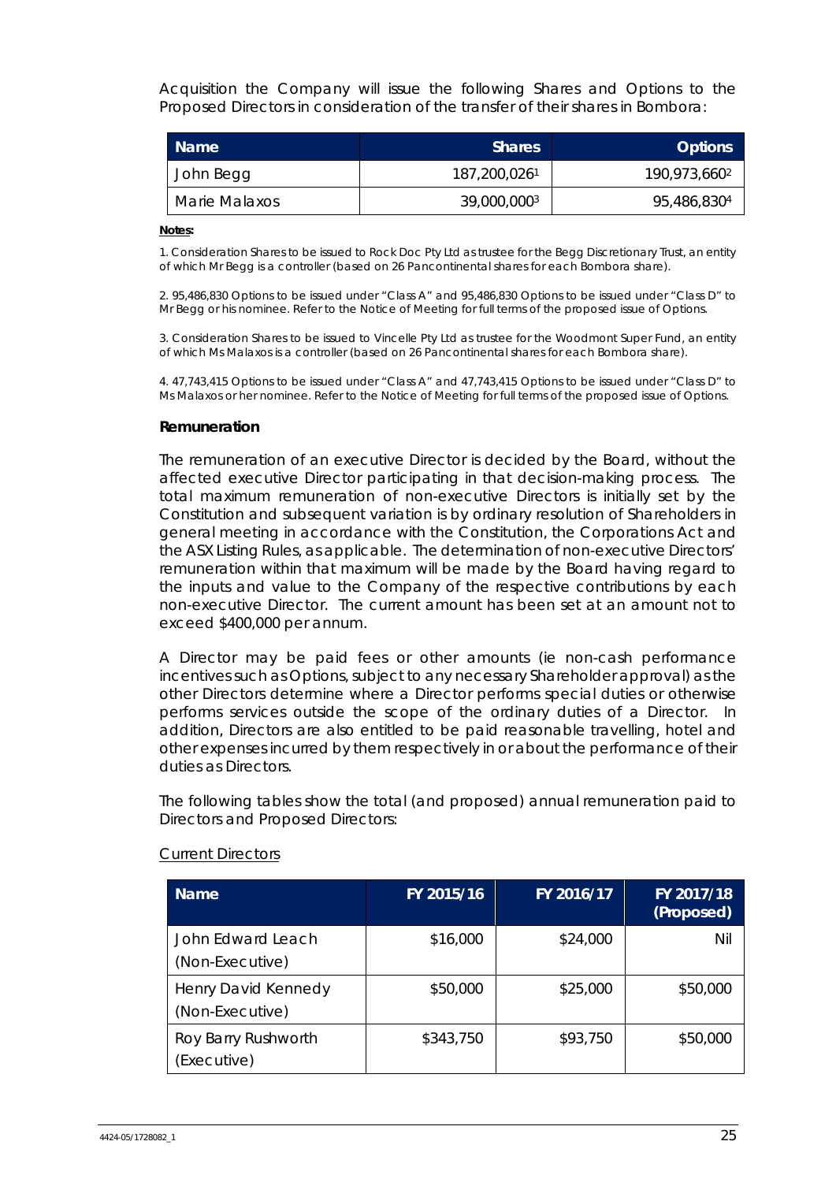Acquisition the Company will issue the following Shares and Options to the Proposed Directors in consideration of the transfer of their shares in Bombora:

| Name | Shares | Options |
|---|---|---|
| John Begg | 187,200,026[1] | 190,973,660[2] |
| Marie Malaxos | 39,000,000[3] | 95,486,830[4] |

**Notes:**

1. Consideration Shares to be issued to Rock Doc Pty Ltd as trustee for the Begg Discretionary Trust, an entity of which Mr Begg is a controller (based on 26 Pancontinental shares for each Bombora share).

2. 95,486,830 Options to be issued under "Class A" and 95,486,830 Options to be issued under "Class D" to Mr Begg or his nominee. Refer to the Notice of Meeting for full terms of the proposed issue of Options.

3. Consideration Shares to be issued to Vincelle Pty Ltd as trustee for the Woodmont Super Fund, an entity of which Ms Malaxos is a controller (based on 26 Pancontinental shares for each Bombora share).

4. 47,743,415 Options to be issued under "Class A" and 47,743,415 Options to be issued under "Class D" to Ms Malaxos or her nominee. Refer to the Notice of Meeting for full terms of the proposed issue of Options.

**Remuneration**

The remuneration of an executive Director is decided by the Board, without the affected executive Director participating in that decision-making process. The total maximum remuneration of non-executive Directors is initially set by the Constitution and subsequent variation is by ordinary resolution of Shareholders in general meeting in accordance with the Constitution, the Corporations Act and the ASX Listing Rules, as applicable. The determination of non-executive Directors' remuneration within that maximum will be made by the Board having regard to the inputs and value to the Company of the respective contributions by each non-executive Director. The current amount has been set at an amount not to exceed $400,000 per annum.

A Director may be paid fees or other amounts (ie non-cash performance incentives such as Options, subject to any necessary Shareholder approval) as the other Directors determine where a Director performs special duties or otherwise performs services outside the scope of the ordinary duties of a Director. In addition, Directors are also entitled to be paid reasonable travelling, hotel and other expenses incurred by them respectively in or about the performance of their duties as Directors.

The following tables show the total (and proposed) annual remuneration paid to Directors and Proposed Directors:

Current Directors

| Name | FY 2015/16 | FY 2016/17 | FY 2017/18 (Proposed) |
|---|---|---|---|
| John Edward Leach (Non-Executive) | $16,000 | $24,000 | Nil |
| Henry David Kennedy (Non-Executive) | $50,000 | $25,000 | $50,000 |
| Roy Barry Rushworth (Executive) | $343,750 | $93,750 | $50,000 |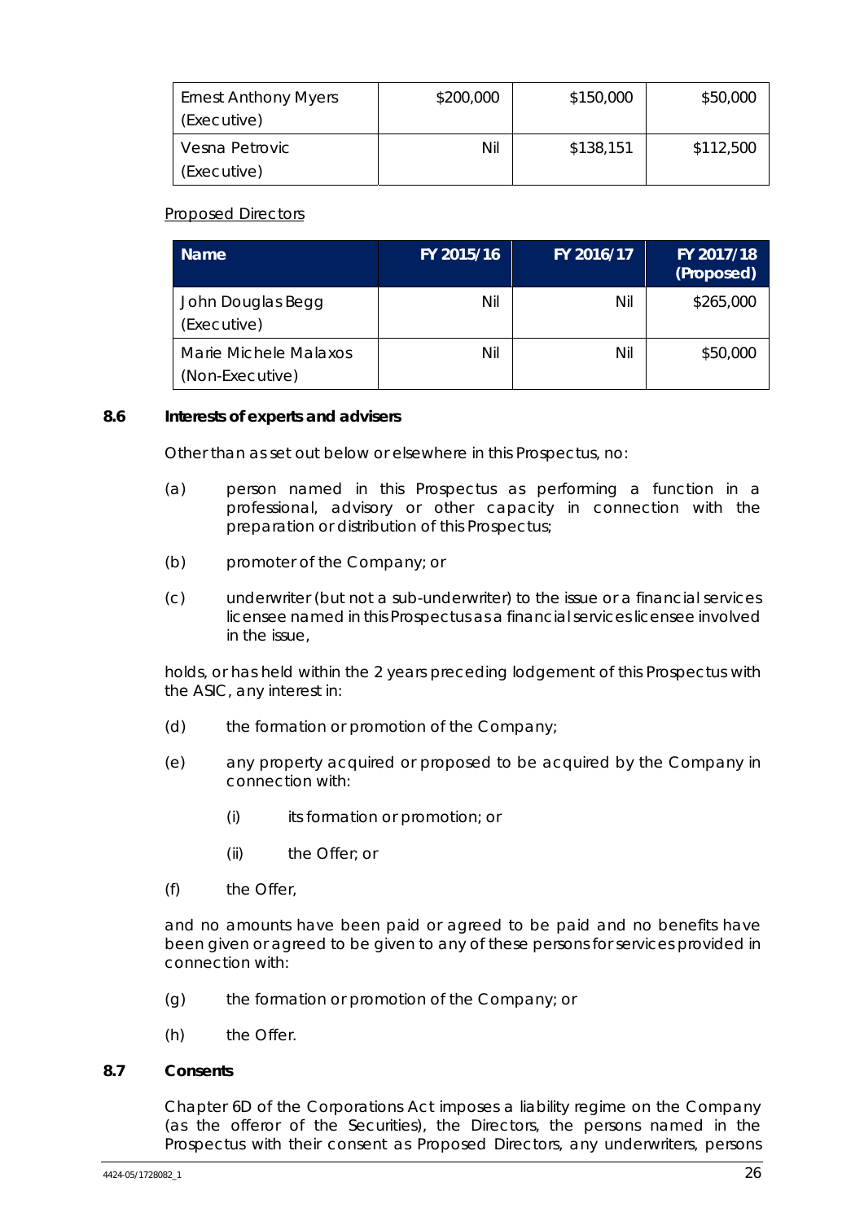| | | | |
|---|---|---|---|
| Ernest Anthony Myers (Executive) | $200,000 | $150,000 | $50,000 |
| Vesna Petrovic (Executive) | Nil | $138,151 | $112,500 |

Proposed Directors

| Name | FY 2015/16 | FY 2016/17 | FY 2017/18 (Proposed) |
|---|---|---|---|
| John Douglas Begg (Executive) | Nil | Nil | $265,000 |
| Marie Michele Malaxos (Non-Executive) | Nil | Nil | $50,000 |

**8.6 Interests of experts and advisers**

Other than as set out below or elsewhere in this Prospectus, no:

(a) person named in this Prospectus as performing a function in a professional, advisory or other capacity in connection with the preparation or distribution of this Prospectus;

(b) promoter of the Company; or

(c) underwriter (but not a sub-underwriter) to the issue or a financial services licensee named in this Prospectus as a financial services licensee involved in the issue,

holds, or has held within the 2 years preceding lodgement of this Prospectus with the ASIC, any interest in:

(d) the formation or promotion of the Company;

(e) any property acquired or proposed to be acquired by the Company in connection with:

(i) its formation or promotion; or

(ii) the Offer; or

(f) the Offer,

and no amounts have been paid or agreed to be paid and no benefits have been given or agreed to be given to any of these persons for services provided in connection with:

(g) the formation or promotion of the Company; or

(h) the Offer.

**8.7 Consents**

Chapter 6D of the Corporations Act imposes a liability regime on the Company (as the offeror of the Securities), the Directors, the persons named in the Prospectus with their consent as Proposed Directors, any underwriters, persons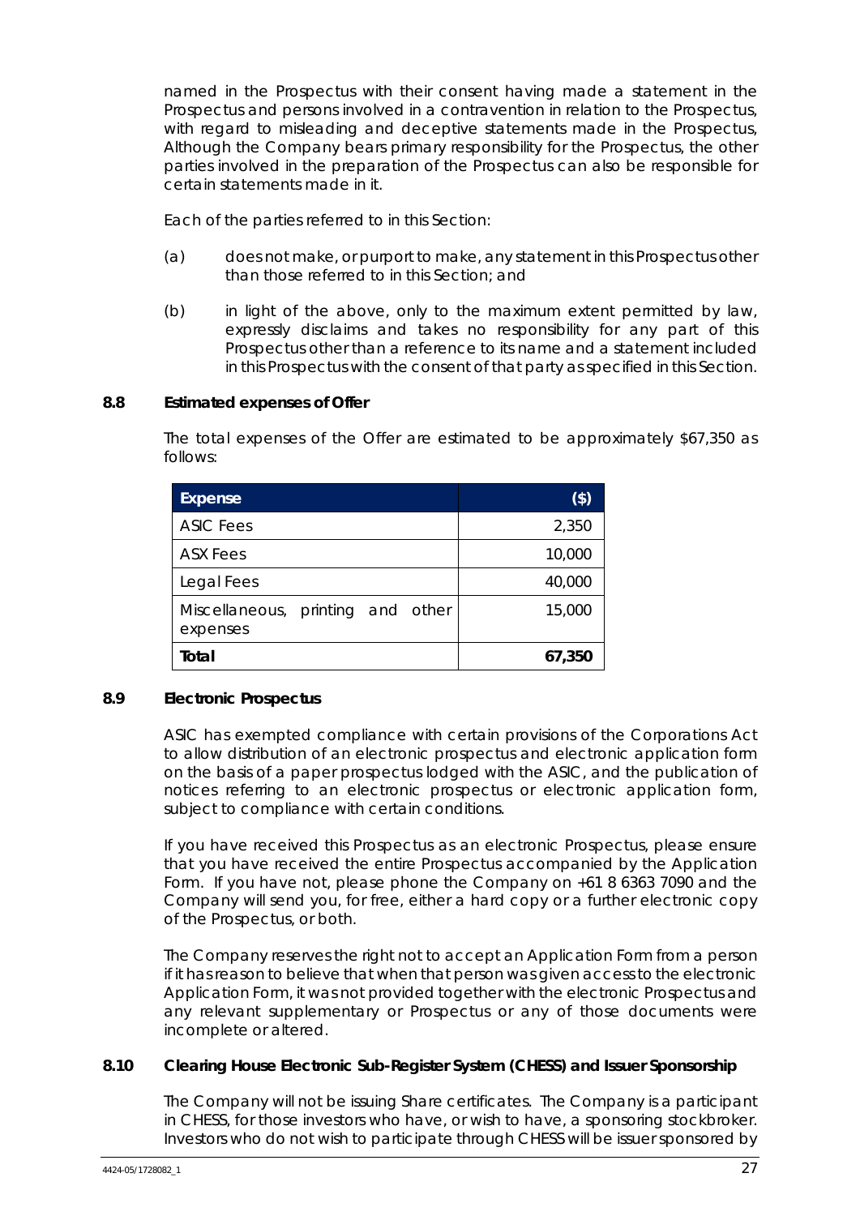named in the Prospectus with their consent having made a statement in the Prospectus and persons involved in a contravention in relation to the Prospectus, with regard to misleading and deceptive statements made in the Prospectus, Although the Company bears primary responsibility for the Prospectus, the other parties involved in the preparation of the Prospectus can also be responsible for certain statements made in it.

Each of the parties referred to in this Section:

(a) does not make, or purport to make, any statement in this Prospectus other than those referred to in this Section; and

(b) in light of the above, only to the maximum extent permitted by law, expressly disclaims and takes no responsibility for any part of this Prospectus other than a reference to its name and a statement included in this Prospectus with the consent of that party as specified in this Section.

## 8.8 Estimated expenses of Offer

The total expenses of the Offer are estimated to be approximately $67,350 as follows:

| Expense | ($) |
|---|---|
| ASIC Fees | 2,350 |
| ASX Fees | 10,000 |
| Legal Fees | 40,000 |
| Miscellaneous, printing and other expenses | 15,000 |
| **Total** | **67,350** |

## 8.9 Electronic Prospectus

ASIC has exempted compliance with certain provisions of the Corporations Act to allow distribution of an electronic prospectus and electronic application form on the basis of a paper prospectus lodged with the ASIC, and the publication of notices referring to an electronic prospectus or electronic application form, subject to compliance with certain conditions.

If you have received this Prospectus as an electronic Prospectus, please ensure that you have received the entire Prospectus accompanied by the Application Form. If you have not, please phone the Company on +61 8 6363 7090 and the Company will send you, for free, either a hard copy or a further electronic copy of the Prospectus, or both.

The Company reserves the right not to accept an Application Form from a person if it has reason to believe that when that person was given access to the electronic Application Form, it was not provided together with the electronic Prospectus and any relevant supplementary or Prospectus or any of those documents were incomplete or altered.

## 8.10 Clearing House Electronic Sub-Register System (CHESS) and Issuer Sponsorship

The Company will not be issuing Share certificates. The Company is a participant in CHESS, for those investors who have, or wish to have, a sponsoring stockbroker. Investors who do not wish to participate through CHESS will be issuer sponsored by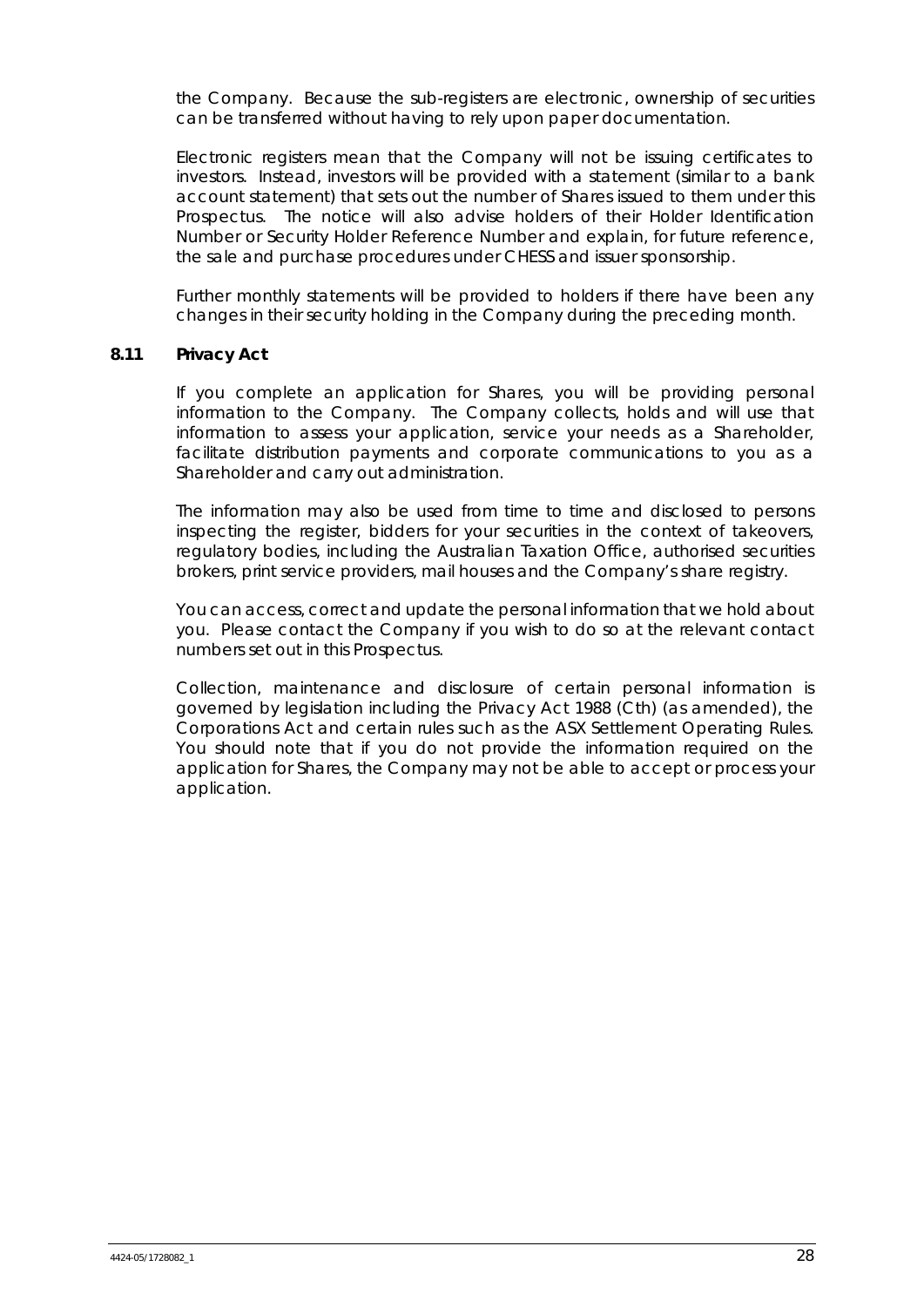the Company. Because the sub-registers are electronic, ownership of securities can be transferred without having to rely upon paper documentation.

Electronic registers mean that the Company will not be issuing certificates to investors. Instead, investors will be provided with a statement (similar to a bank account statement) that sets out the number of Shares issued to them under this Prospectus. The notice will also advise holders of their Holder Identification Number or Security Holder Reference Number and explain, for future reference, the sale and purchase procedures under CHESS and issuer sponsorship.

Further monthly statements will be provided to holders if there have been any changes in their security holding in the Company during the preceding month.

### 8.11 Privacy Act

If you complete an application for Shares, you will be providing personal information to the Company. The Company collects, holds and will use that information to assess your application, service your needs as a Shareholder, facilitate distribution payments and corporate communications to you as a Shareholder and carry out administration.

The information may also be used from time to time and disclosed to persons inspecting the register, bidders for your securities in the context of takeovers, regulatory bodies, including the Australian Taxation Office, authorised securities brokers, print service providers, mail houses and the Company's share registry.

You can access, correct and update the personal information that we hold about you. Please contact the Company if you wish to do so at the relevant contact numbers set out in this Prospectus.

Collection, maintenance and disclosure of certain personal information is governed by legislation including the Privacy Act 1988 (Cth) (as amended), the Corporations Act and certain rules such as the ASX Settlement Operating Rules. You should note that if you do not provide the information required on the application for Shares, the Company may not be able to accept or process your application.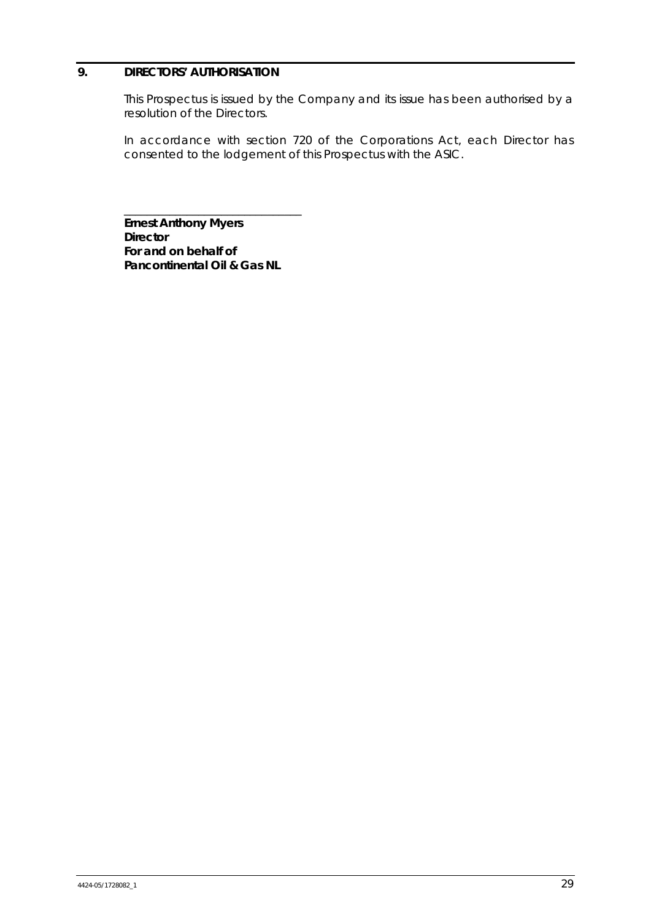## 9. DIRECTORS' AUTHORISATION

This Prospectus is issued by the Company and its issue has been authorised by a resolution of the Directors.

In accordance with section 720 of the Corporations Act, each Director has consented to the lodgement of this Prospectus with the ASIC.

_______________________________

**Ernest Anthony Myers**
**Director**
**For and on behalf of**
**Pancontinental Oil & Gas NL**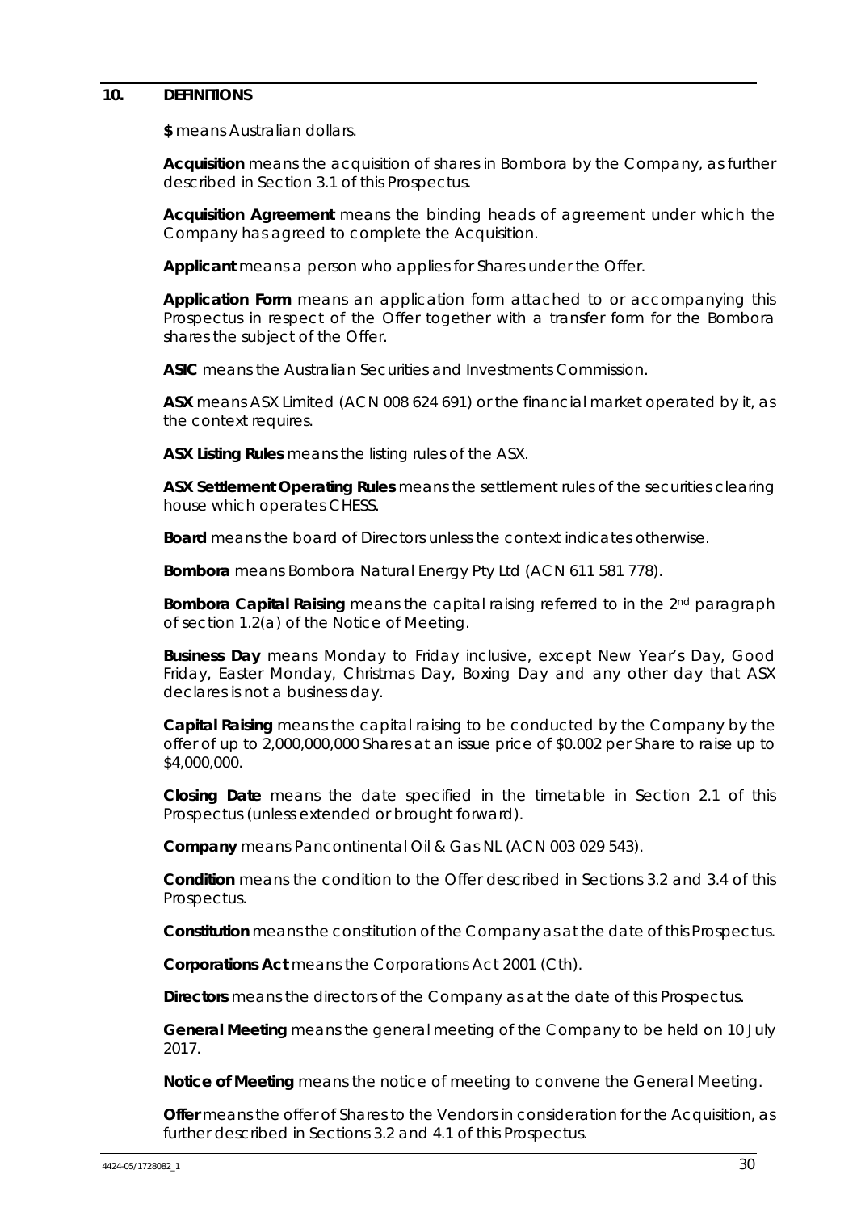## 10. DEFINITIONS

**$** means Australian dollars.

**Acquisition** means the acquisition of shares in Bombora by the Company, as further described in Section 3.1 of this Prospectus.

**Acquisition Agreement** means the binding heads of agreement under which the Company has agreed to complete the Acquisition.

**Applicant** means a person who applies for Shares under the Offer.

**Application Form** means an application form attached to or accompanying this Prospectus in respect of the Offer together with a transfer form for the Bombora shares the subject of the Offer.

**ASIC** means the Australian Securities and Investments Commission.

**ASX** means ASX Limited (ACN 008 624 691) or the financial market operated by it, as the context requires.

**ASX Listing Rules** means the listing rules of the ASX.

**ASX Settlement Operating Rules** means the settlement rules of the securities clearing house which operates CHESS.

**Board** means the board of Directors unless the context indicates otherwise.

**Bombora** means Bombora Natural Energy Pty Ltd (ACN 611 581 778).

**Bombora Capital Raising** means the capital raising referred to in the 2nd paragraph of section 1.2(a) of the Notice of Meeting.

**Business Day** means Monday to Friday inclusive, except New Year's Day, Good Friday, Easter Monday, Christmas Day, Boxing Day and any other day that ASX declares is not a business day.

**Capital Raising** means the capital raising to be conducted by the Company by the offer of up to 2,000,000,000 Shares at an issue price of $0.002 per Share to raise up to $4,000,000.

**Closing Date** means the date specified in the timetable in Section 2.1 of this Prospectus (unless extended or brought forward).

**Company** means Pancontinental Oil & Gas NL (ACN 003 029 543).

**Condition** means the condition to the Offer described in Sections 3.2 and 3.4 of this Prospectus.

**Constitution** means the constitution of the Company as at the date of this Prospectus.

**Corporations Act** means the Corporations Act 2001 (Cth).

**Directors** means the directors of the Company as at the date of this Prospectus.

**General Meeting** means the general meeting of the Company to be held on 10 July 2017.

**Notice of Meeting** means the notice of meeting to convene the General Meeting.

**Offer** means the offer of Shares to the Vendors in consideration for the Acquisition, as further described in Sections 3.2 and 4.1 of this Prospectus.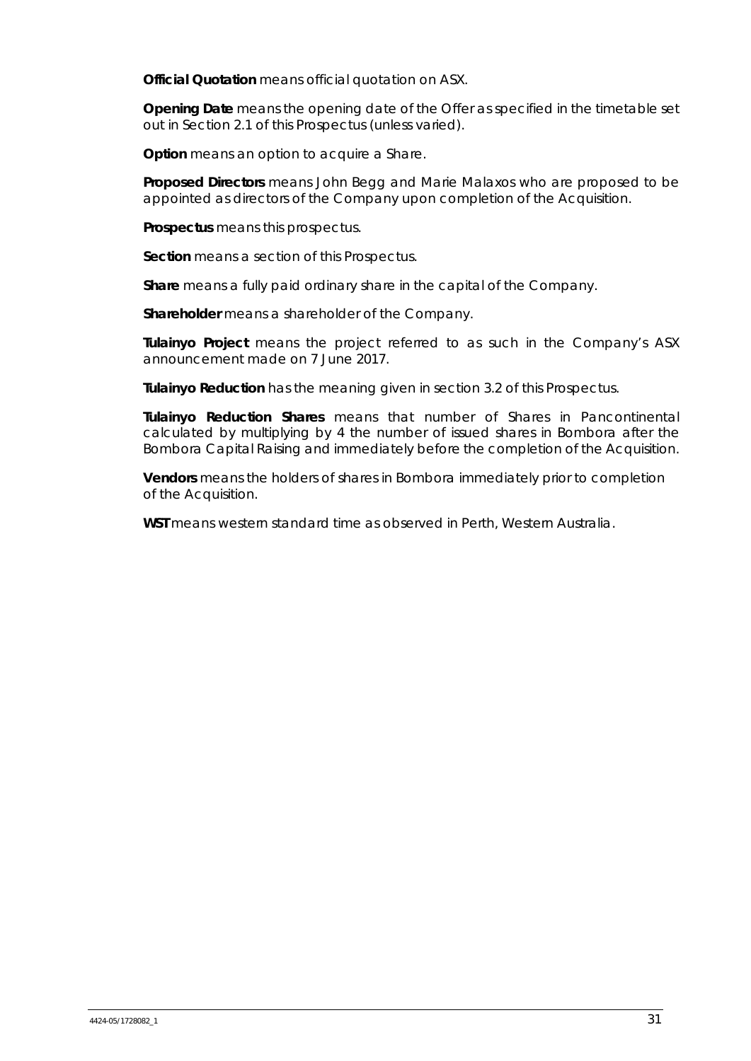**Official Quotation** means official quotation on ASX.

**Opening Date** means the opening date of the Offer as specified in the timetable set out in Section 2.1 of this Prospectus (unless varied).

**Option** means an option to acquire a Share.

**Proposed Directors** means John Begg and Marie Malaxos who are proposed to be appointed as directors of the Company upon completion of the Acquisition.

**Prospectus** means this prospectus.

**Section** means a section of this Prospectus.

**Share** means a fully paid ordinary share in the capital of the Company.

**Shareholder** means a shareholder of the Company.

**Tulainyo Project** means the project referred to as such in the Company's ASX announcement made on 7 June 2017.

**Tulainyo Reduction** has the meaning given in section 3.2 of this Prospectus.

**Tulainyo Reduction Shares** means that number of Shares in Pancontinental calculated by multiplying by 4 the number of issued shares in Bombora after the Bombora Capital Raising and immediately before the completion of the Acquisition.

**Vendors** means the holders of shares in Bombora immediately prior to completion of the Acquisition.

**WST** means western standard time as observed in Perth, Western Australia.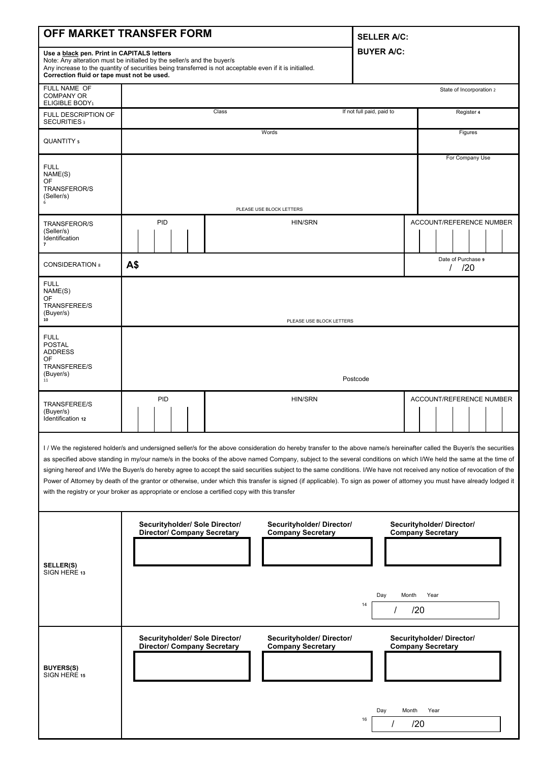# OFF MARKET TRANSFER FORM

| | |
|---|---|
| **SELLER A/C:** | |
| **BUYER A/C:** | |

**Use a black pen. Print in CAPITALS letters**
Note: Any alteration must be initialled by the seller/s and the buyer/s
Any increase to the quantity of securities being transferred is not acceptable even if it is initialled.
**Correction fluid or tape must not be used.**

| | | | | |
|---|---|---|---|---|
| FULL NAME OF COMPANY OR ELIGIBLE BODY[1] | | | | State of Incorporation [2] |
| FULL DESCRIPTION OF SECURITIES [3] | Class | | If not full paid, paid to | Register [4] |
| QUANTITY [5] | Words | | | Figures |
| FULL NAME(S) OF TRANSFEROR/S (Seller/s) [6] | PLEASE USE BLOCK LETTERS | | | For Company Use |
| TRANSFEROR/S (Seller/s) Identification [7] | PID | HIN/SRN | | ACCOUNT/REFERENCE NUMBER |
| CONSIDERATION [8] | A$ | | | Date of Purchase [9] / /20 |
| FULL NAME(S) OF TRANSFEREE/S (Buyer/s) [10] | PLEASE USE BLOCK LETTERS | | | |
| FULL POSTAL ADDRESS OF TRANSFEREE/S (Buyer/s) [11] | | | Postcode | |
| TRANSFEREE/S (Buyer/s) Identification [12] | PID | HIN/SRN | | ACCOUNT/REFERENCE NUMBER |

I / We the registered holder/s and undersigned seller/s for the above consideration do hereby transfer to the above name/s hereinafter called the Buyer/s the securities as specified above standing in my/our name/s in the books of the above named Company, subject to the several conditions on which I/We held the same at the time of signing hereof and I/We the Buyer/s do hereby agree to accept the said securities subject to the same conditions. I/We have not received any notice of revocation of the Power of Attorney by death of the grantor or otherwise, under which this transfer is signed (if applicable). To sign as power of attorney you must have already lodged it with the registry or your broker as appropriate or enclose a certified copy with this transfer

| | | | |
|---|---|---|---|
| **SELLER(S)** SIGN HERE [13] | **Securityholder/ Sole Director/ Director/ Company Secretary** | **Securityholder/ Director/ Company Secretary** | **Securityholder/ Director/ Company Secretary** |
| | | [14] Day Month Year | / /20 |
| **BUYERS(S)** SIGN HERE [15] | **Securityholder/ Sole Director/ Director/ Company Secretary** | **Securityholder/ Director/ Company Secretary** | **Securityholder/ Director/ Company Secretary** |
| | | [16] Day Month Year | / /20 |